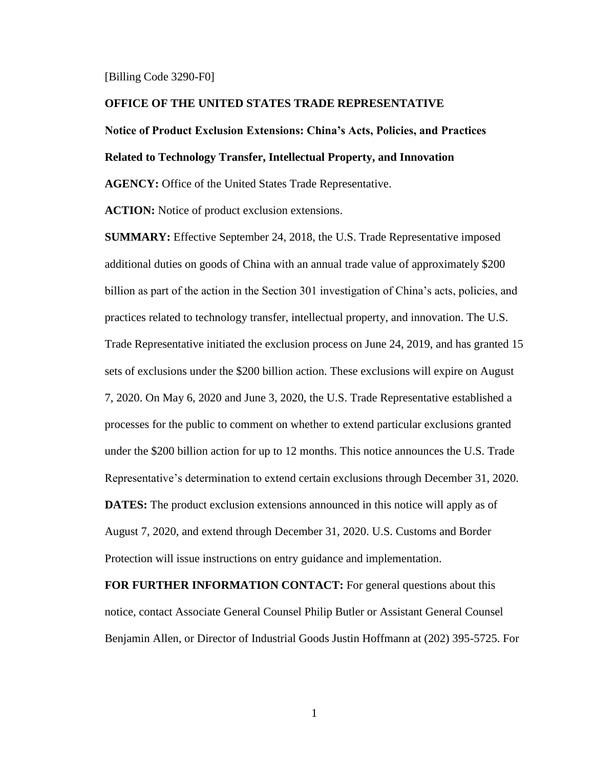[Billing Code 3290-F0]

**OFFICE OF THE UNITED STATES TRADE REPRESENTATIVE**

**Notice of Product Exclusion Extensions: China's Acts, Policies, and Practices Related to Technology Transfer, Intellectual Property, and Innovation**

**AGENCY:** Office of the United States Trade Representative.

**ACTION:** Notice of product exclusion extensions.

**SUMMARY:** Effective September 24, 2018, the U.S. Trade Representative imposed additional duties on goods of China with an annual trade value of approximately $200 billion as part of the action in the Section 301 investigation of China's acts, policies, and practices related to technology transfer, intellectual property, and innovation. The U.S. Trade Representative initiated the exclusion process on June 24, 2019, and has granted 15 sets of exclusions under the $200 billion action. These exclusions will expire on August 7, 2020. On May 6, 2020 and June 3, 2020, the U.S. Trade Representative established a processes for the public to comment on whether to extend particular exclusions granted under the $200 billion action for up to 12 months. This notice announces the U.S. Trade Representative's determination to extend certain exclusions through December 31, 2020.

**DATES:** The product exclusion extensions announced in this notice will apply as of August 7, 2020, and extend through December 31, 2020. U.S. Customs and Border Protection will issue instructions on entry guidance and implementation.

**FOR FURTHER INFORMATION CONTACT:** For general questions about this notice, contact Associate General Counsel Philip Butler or Assistant General Counsel Benjamin Allen, or Director of Industrial Goods Justin Hoffmann at (202) 395-5725. For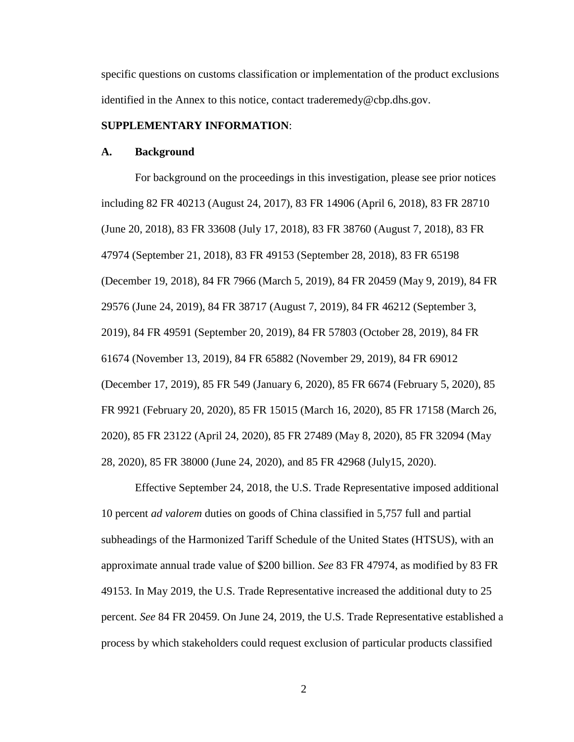specific questions on customs classification or implementation of the product exclusions identified in the Annex to this notice, contact traderemedy@cbp.dhs.gov.

**SUPPLEMENTARY INFORMATION**:

## A. Background

For background on the proceedings in this investigation, please see prior notices including 82 FR 40213 (August 24, 2017), 83 FR 14906 (April 6, 2018), 83 FR 28710 (June 20, 2018), 83 FR 33608 (July 17, 2018), 83 FR 38760 (August 7, 2018), 83 FR 47974 (September 21, 2018), 83 FR 49153 (September 28, 2018), 83 FR 65198 (December 19, 2018), 84 FR 7966 (March 5, 2019), 84 FR 20459 (May 9, 2019), 84 FR 29576 (June 24, 2019), 84 FR 38717 (August 7, 2019), 84 FR 46212 (September 3, 2019), 84 FR 49591 (September 20, 2019), 84 FR 57803 (October 28, 2019), 84 FR 61674 (November 13, 2019), 84 FR 65882 (November 29, 2019), 84 FR 69012 (December 17, 2019), 85 FR 549 (January 6, 2020), 85 FR 6674 (February 5, 2020), 85 FR 9921 (February 20, 2020), 85 FR 15015 (March 16, 2020), 85 FR 17158 (March 26, 2020), 85 FR 23122 (April 24, 2020), 85 FR 27489 (May 8, 2020), 85 FR 32094 (May 28, 2020), 85 FR 38000 (June 24, 2020), and 85 FR 42968 (July15, 2020).

Effective September 24, 2018, the U.S. Trade Representative imposed additional 10 percent *ad valorem* duties on goods of China classified in 5,757 full and partial subheadings of the Harmonized Tariff Schedule of the United States (HTSUS), with an approximate annual trade value of $200 billion. *See* 83 FR 47974, as modified by 83 FR 49153. In May 2019, the U.S. Trade Representative increased the additional duty to 25 percent. *See* 84 FR 20459. On June 24, 2019, the U.S. Trade Representative established a process by which stakeholders could request exclusion of particular products classified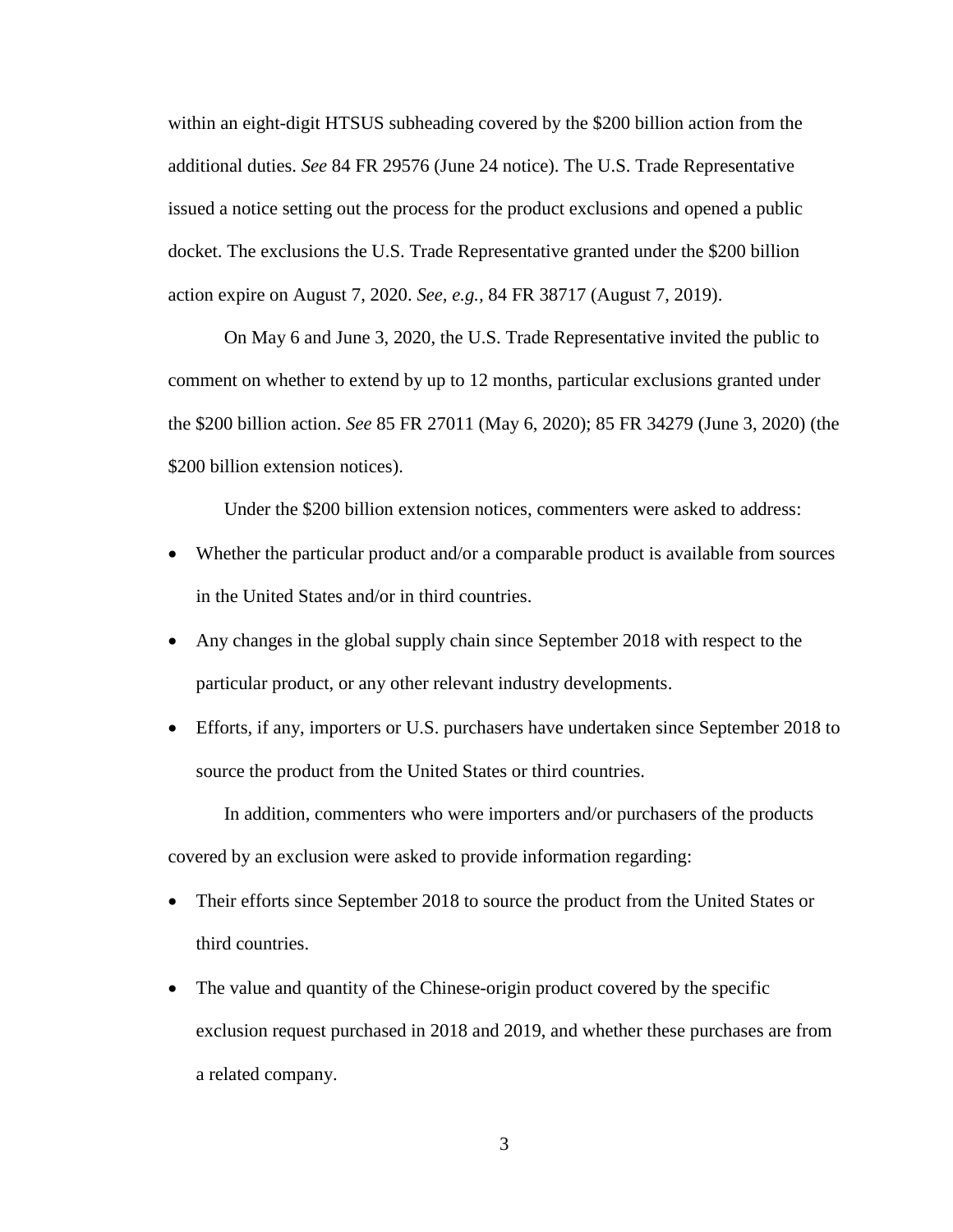within an eight-digit HTSUS subheading covered by the $200 billion action from the additional duties. *See* 84 FR 29576 (June 24 notice). The U.S. Trade Representative issued a notice setting out the process for the product exclusions and opened a public docket. The exclusions the U.S. Trade Representative granted under the $200 billion action expire on August 7, 2020. *See, e.g.*, 84 FR 38717 (August 7, 2019).

On May 6 and June 3, 2020, the U.S. Trade Representative invited the public to comment on whether to extend by up to 12 months, particular exclusions granted under the $200 billion action. *See* 85 FR 27011 (May 6, 2020); 85 FR 34279 (June 3, 2020) (the $200 billion extension notices).

Under the $200 billion extension notices, commenters were asked to address:

- Whether the particular product and/or a comparable product is available from sources in the United States and/or in third countries.
- Any changes in the global supply chain since September 2018 with respect to the particular product, or any other relevant industry developments.
- Efforts, if any, importers or U.S. purchasers have undertaken since September 2018 to source the product from the United States or third countries.

In addition, commenters who were importers and/or purchasers of the products covered by an exclusion were asked to provide information regarding:

- Their efforts since September 2018 to source the product from the United States or third countries.
- The value and quantity of the Chinese-origin product covered by the specific exclusion request purchased in 2018 and 2019, and whether these purchases are from a related company.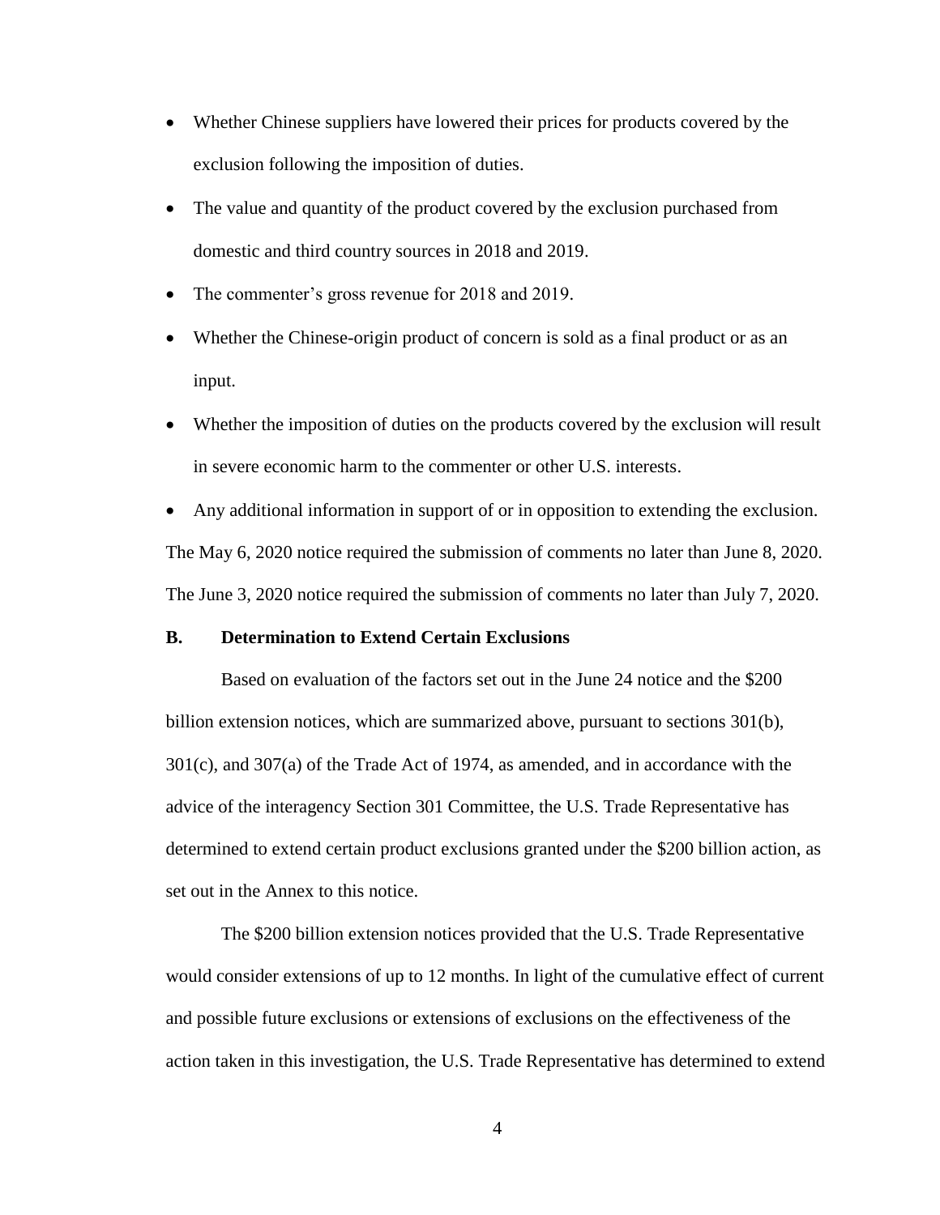- Whether Chinese suppliers have lowered their prices for products covered by the exclusion following the imposition of duties.
- The value and quantity of the product covered by the exclusion purchased from domestic and third country sources in 2018 and 2019.
- The commenter's gross revenue for 2018 and 2019.
- Whether the Chinese-origin product of concern is sold as a final product or as an input.
- Whether the imposition of duties on the products covered by the exclusion will result in severe economic harm to the commenter or other U.S. interests.
- Any additional information in support of or in opposition to extending the exclusion.

The May 6, 2020 notice required the submission of comments no later than June 8, 2020. The June 3, 2020 notice required the submission of comments no later than July 7, 2020.

### B. Determination to Extend Certain Exclusions

Based on evaluation of the factors set out in the June 24 notice and the $200 billion extension notices, which are summarized above, pursuant to sections 301(b), 301(c), and 307(a) of the Trade Act of 1974, as amended, and in accordance with the advice of the interagency Section 301 Committee, the U.S. Trade Representative has determined to extend certain product exclusions granted under the $200 billion action, as set out in the Annex to this notice.

The $200 billion extension notices provided that the U.S. Trade Representative would consider extensions of up to 12 months. In light of the cumulative effect of current and possible future exclusions or extensions of exclusions on the effectiveness of the action taken in this investigation, the U.S. Trade Representative has determined to extend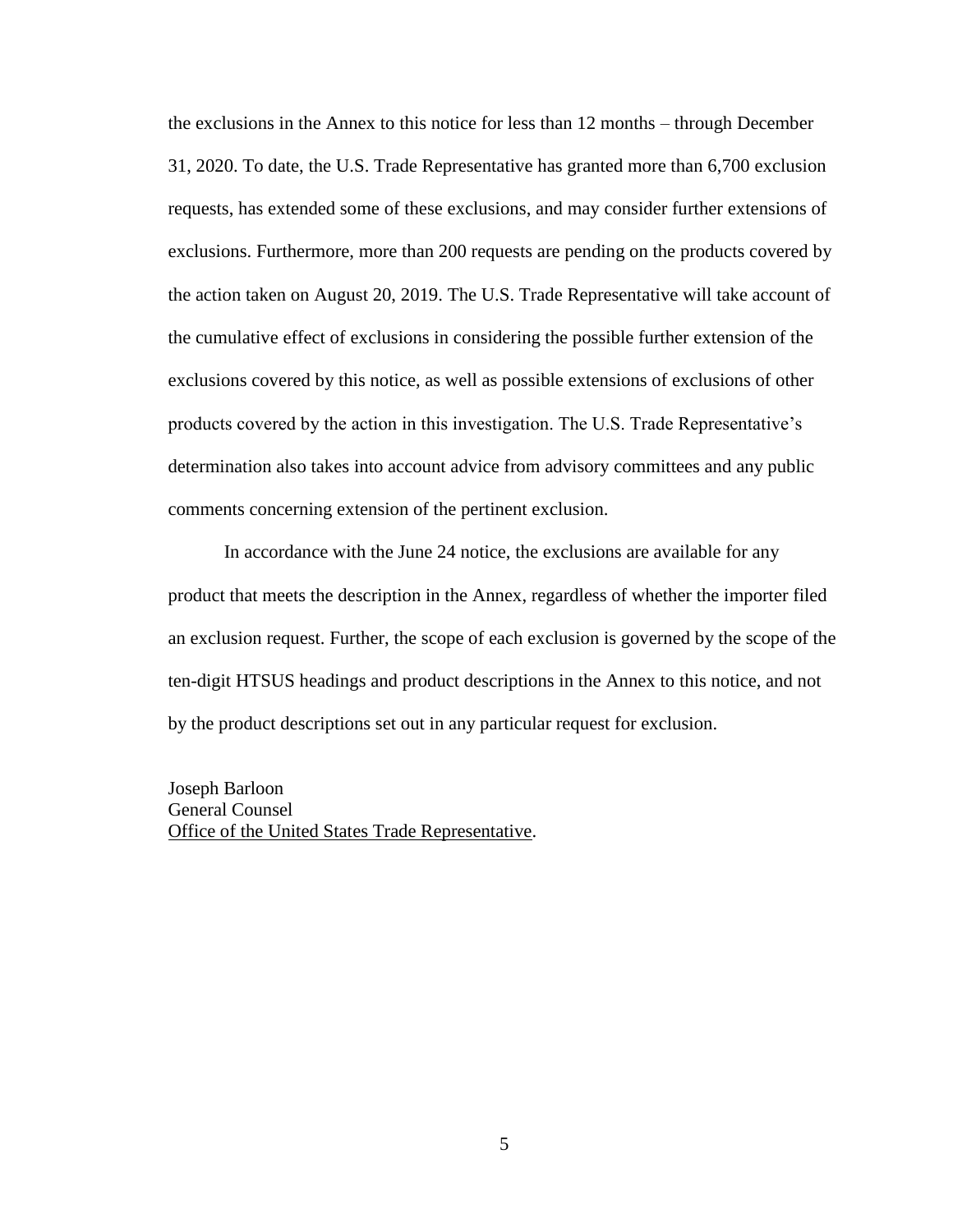the exclusions in the Annex to this notice for less than 12 months – through December 31, 2020. To date, the U.S. Trade Representative has granted more than 6,700 exclusion requests, has extended some of these exclusions, and may consider further extensions of exclusions. Furthermore, more than 200 requests are pending on the products covered by the action taken on August 20, 2019. The U.S. Trade Representative will take account of the cumulative effect of exclusions in considering the possible further extension of the exclusions covered by this notice, as well as possible extensions of exclusions of other products covered by the action in this investigation. The U.S. Trade Representative's determination also takes into account advice from advisory committees and any public comments concerning extension of the pertinent exclusion.

In accordance with the June 24 notice, the exclusions are available for any product that meets the description in the Annex, regardless of whether the importer filed an exclusion request. Further, the scope of each exclusion is governed by the scope of the ten-digit HTSUS headings and product descriptions in the Annex to this notice, and not by the product descriptions set out in any particular request for exclusion.

Joseph Barloon
General Counsel
Office of the United States Trade Representative.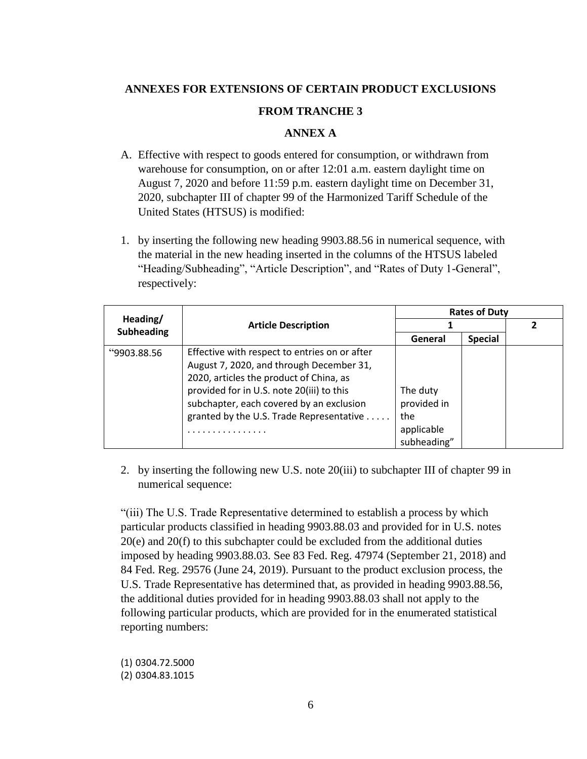**ANNEXES FOR EXTENSIONS OF CERTAIN PRODUCT EXCLUSIONS**

**FROM TRANCHE 3**

**ANNEX A**

A. Effective with respect to goods entered for consumption, or withdrawn from warehouse for consumption, on or after 12:01 a.m. eastern daylight time on August 7, 2020 and before 11:59 p.m. eastern daylight time on December 31, 2020, subchapter III of chapter 99 of the Harmonized Tariff Schedule of the United States (HTSUS) is modified:

1. by inserting the following new heading 9903.88.56 in numerical sequence, with the material in the new heading inserted in the columns of the HTSUS labeled "Heading/Subheading", "Article Description", and "Rates of Duty 1-General", respectively:

| Heading/ Subheading | Article Description | Rates of Duty | | |
|---|---|---|---|---|
| | | 1 | | 2 |
| | | General | Special | |
| "9903.88.56 | Effective with respect to entries on or after August 7, 2020, and through December 31, 2020, articles the product of China, as provided for in U.S. note 20(iii) to this subchapter, each covered by an exclusion granted by the U.S. Trade Representative . . . . . . . . . . . . . . . . . . . . . | The duty provided in the applicable subheading" | | |

2. by inserting the following new U.S. note 20(iii) to subchapter III of chapter 99 in numerical sequence:

"(iii) The U.S. Trade Representative determined to establish a process by which particular products classified in heading 9903.88.03 and provided for in U.S. notes 20(e) and 20(f) to this subchapter could be excluded from the additional duties imposed by heading 9903.88.03. See 83 Fed. Reg. 47974 (September 21, 2018) and 84 Fed. Reg. 29576 (June 24, 2019). Pursuant to the product exclusion process, the U.S. Trade Representative has determined that, as provided in heading 9903.88.56, the additional duties provided for in heading 9903.88.03 shall not apply to the following particular products, which are provided for in the enumerated statistical reporting numbers:

(1) 0304.72.5000
(2) 0304.83.1015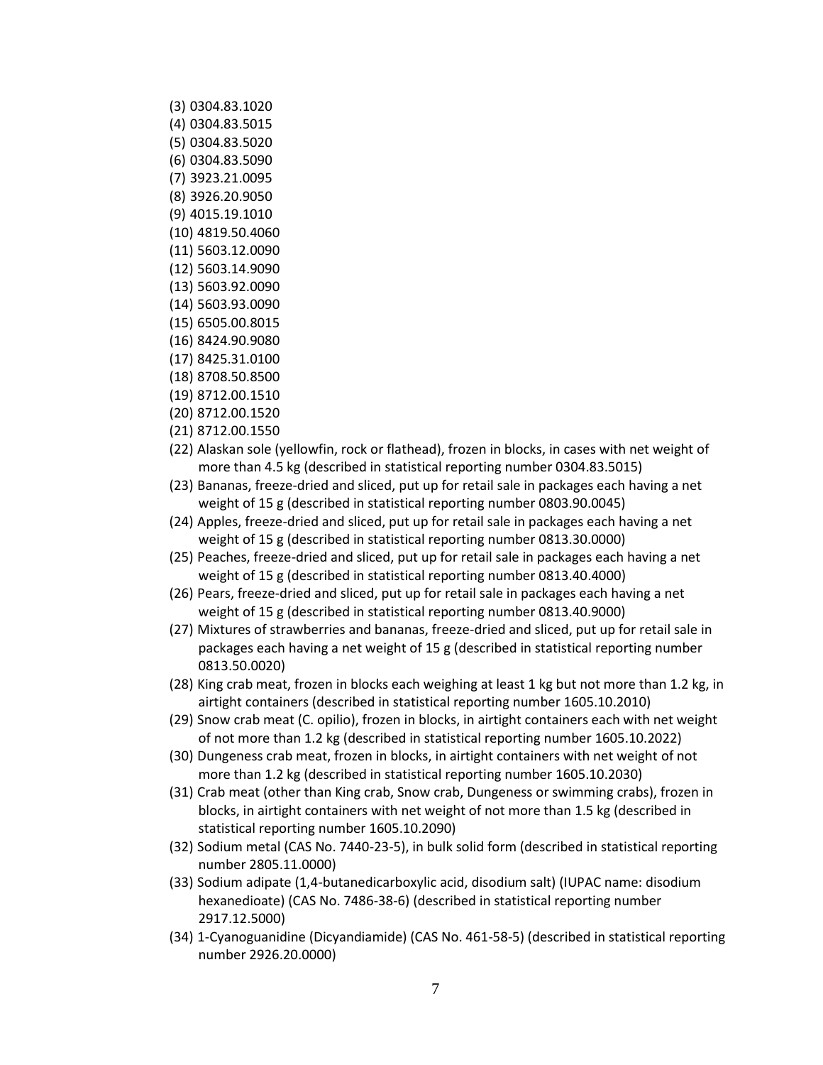(3) 0304.83.1020

(4) 0304.83.5015

(5) 0304.83.5020

(6) 0304.83.5090

(7) 3923.21.0095

(8) 3926.20.9050

(9) 4015.19.1010

(10) 4819.50.4060

(11) 5603.12.0090

(12) 5603.14.9090

(13) 5603.92.0090

(14) 5603.93.0090

(15) 6505.00.8015

(16) 8424.90.9080

(17) 8425.31.0100

(18) 8708.50.8500

(19) 8712.00.1510

(20) 8712.00.1520

(21) 8712.00.1550

(22) Alaskan sole (yellowfin, rock or flathead), frozen in blocks, in cases with net weight of more than 4.5 kg (described in statistical reporting number 0304.83.5015)

(23) Bananas, freeze-dried and sliced, put up for retail sale in packages each having a net weight of 15 g (described in statistical reporting number 0803.90.0045)

(24) Apples, freeze-dried and sliced, put up for retail sale in packages each having a net weight of 15 g (described in statistical reporting number 0813.30.0000)

(25) Peaches, freeze-dried and sliced, put up for retail sale in packages each having a net weight of 15 g (described in statistical reporting number 0813.40.4000)

(26) Pears, freeze-dried and sliced, put up for retail sale in packages each having a net weight of 15 g (described in statistical reporting number 0813.40.9000)

(27) Mixtures of strawberries and bananas, freeze-dried and sliced, put up for retail sale in packages each having a net weight of 15 g (described in statistical reporting number 0813.50.0020)

(28) King crab meat, frozen in blocks each weighing at least 1 kg but not more than 1.2 kg, in airtight containers (described in statistical reporting number 1605.10.2010)

(29) Snow crab meat (C. opilio), frozen in blocks, in airtight containers each with net weight of not more than 1.2 kg (described in statistical reporting number 1605.10.2022)

(30) Dungeness crab meat, frozen in blocks, in airtight containers with net weight of not more than 1.2 kg (described in statistical reporting number 1605.10.2030)

(31) Crab meat (other than King crab, Snow crab, Dungeness or swimming crabs), frozen in blocks, in airtight containers with net weight of not more than 1.5 kg (described in statistical reporting number 1605.10.2090)

(32) Sodium metal (CAS No. 7440-23-5), in bulk solid form (described in statistical reporting number 2805.11.0000)

(33) Sodium adipate (1,4-butanedicarboxylic acid, disodium salt) (IUPAC name: disodium hexanedioate) (CAS No. 7486-38-6) (described in statistical reporting number 2917.12.5000)

(34) 1-Cyanoguanidine (Dicyandiamide) (CAS No. 461-58-5) (described in statistical reporting number 2926.20.0000)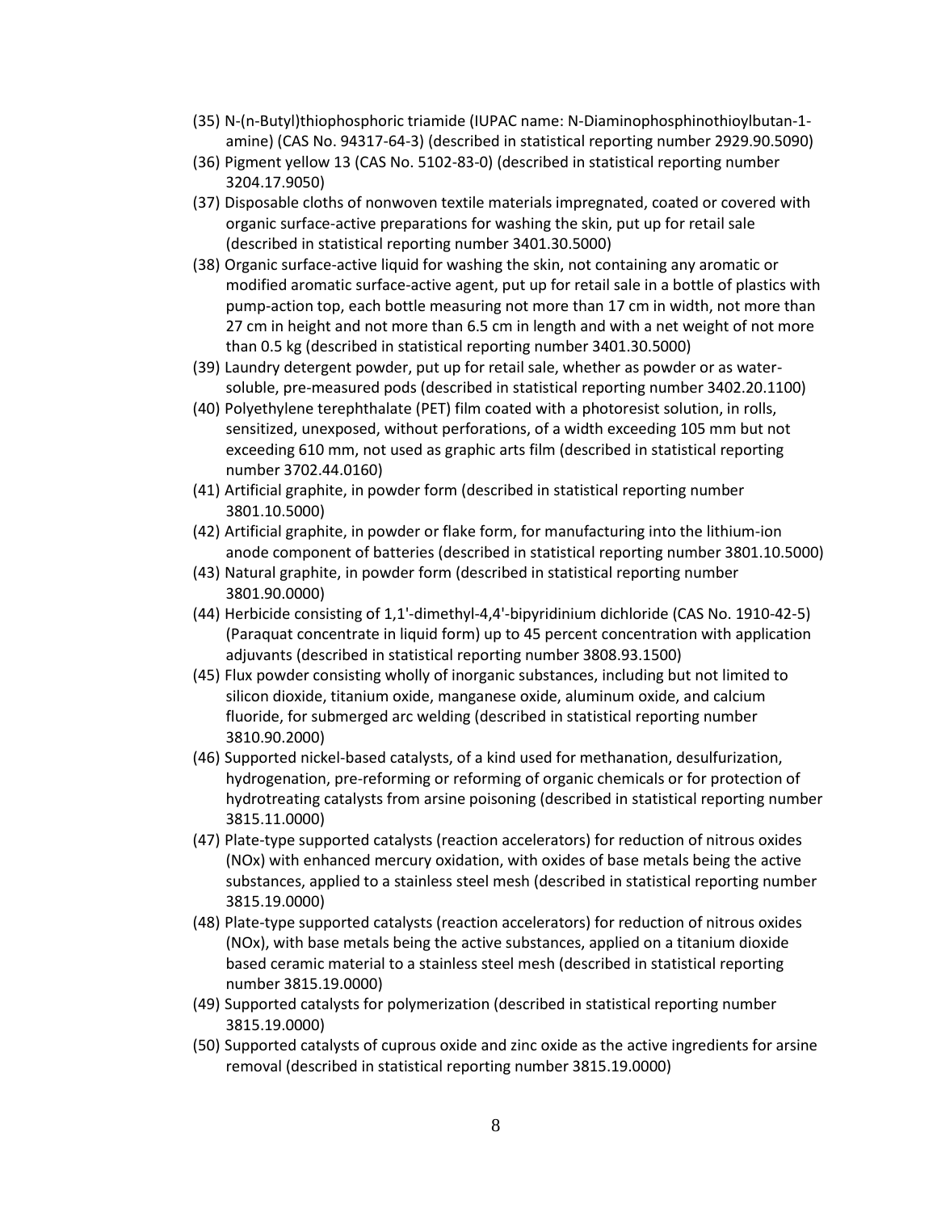(35) N-(n-Butyl)thiophosphoric triamide (IUPAC name: N-Diaminophosphinothioylbutan-1-amine) (CAS No. 94317-64-3) (described in statistical reporting number 2929.90.5090)

(36) Pigment yellow 13 (CAS No. 5102-83-0) (described in statistical reporting number 3204.17.9050)

(37) Disposable cloths of nonwoven textile materials impregnated, coated or covered with organic surface-active preparations for washing the skin, put up for retail sale (described in statistical reporting number 3401.30.5000)

(38) Organic surface-active liquid for washing the skin, not containing any aromatic or modified aromatic surface-active agent, put up for retail sale in a bottle of plastics with pump-action top, each bottle measuring not more than 17 cm in width, not more than 27 cm in height and not more than 6.5 cm in length and with a net weight of not more than 0.5 kg (described in statistical reporting number 3401.30.5000)

(39) Laundry detergent powder, put up for retail sale, whether as powder or as water-soluble, pre-measured pods (described in statistical reporting number 3402.20.1100)

(40) Polyethylene terephthalate (PET) film coated with a photoresist solution, in rolls, sensitized, unexposed, without perforations, of a width exceeding 105 mm but not exceeding 610 mm, not used as graphic arts film (described in statistical reporting number 3702.44.0160)

(41) Artificial graphite, in powder form (described in statistical reporting number 3801.10.5000)

(42) Artificial graphite, in powder or flake form, for manufacturing into the lithium-ion anode component of batteries (described in statistical reporting number 3801.10.5000)

(43) Natural graphite, in powder form (described in statistical reporting number 3801.90.0000)

(44) Herbicide consisting of 1,1'-dimethyl-4,4'-bipyridinium dichloride (CAS No. 1910-42-5) (Paraquat concentrate in liquid form) up to 45 percent concentration with application adjuvants (described in statistical reporting number 3808.93.1500)

(45) Flux powder consisting wholly of inorganic substances, including but not limited to silicon dioxide, titanium oxide, manganese oxide, aluminum oxide, and calcium fluoride, for submerged arc welding (described in statistical reporting number 3810.90.2000)

(46) Supported nickel-based catalysts, of a kind used for methanation, desulfurization, hydrogenation, pre-reforming or reforming of organic chemicals or for protection of hydrotreating catalysts from arsine poisoning (described in statistical reporting number 3815.11.0000)

(47) Plate-type supported catalysts (reaction accelerators) for reduction of nitrous oxides (NOx) with enhanced mercury oxidation, with oxides of base metals being the active substances, applied to a stainless steel mesh (described in statistical reporting number 3815.19.0000)

(48) Plate-type supported catalysts (reaction accelerators) for reduction of nitrous oxides (NOx), with base metals being the active substances, applied on a titanium dioxide based ceramic material to a stainless steel mesh (described in statistical reporting number 3815.19.0000)

(49) Supported catalysts for polymerization (described in statistical reporting number 3815.19.0000)

(50) Supported catalysts of cuprous oxide and zinc oxide as the active ingredients for arsine removal (described in statistical reporting number 3815.19.0000)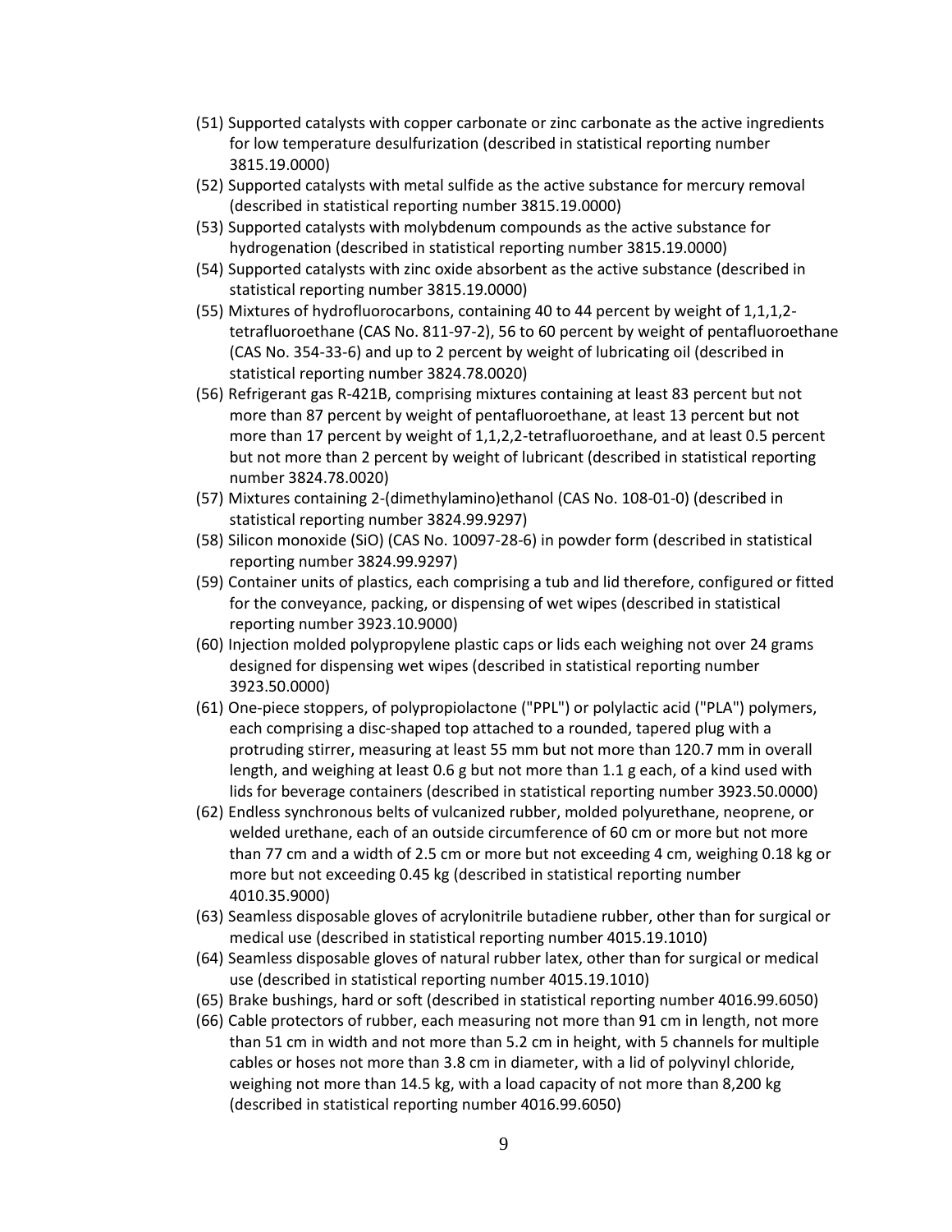(51) Supported catalysts with copper carbonate or zinc carbonate as the active ingredients for low temperature desulfurization (described in statistical reporting number 3815.19.0000)

(52) Supported catalysts with metal sulfide as the active substance for mercury removal (described in statistical reporting number 3815.19.0000)

(53) Supported catalysts with molybdenum compounds as the active substance for hydrogenation (described in statistical reporting number 3815.19.0000)

(54) Supported catalysts with zinc oxide absorbent as the active substance (described in statistical reporting number 3815.19.0000)

(55) Mixtures of hydrofluorocarbons, containing 40 to 44 percent by weight of 1,1,1,2-tetrafluoroethane (CAS No. 811-97-2), 56 to 60 percent by weight of pentafluoroethane (CAS No. 354-33-6) and up to 2 percent by weight of lubricating oil (described in statistical reporting number 3824.78.0020)

(56) Refrigerant gas R-421B, comprising mixtures containing at least 83 percent but not more than 87 percent by weight of pentafluoroethane, at least 13 percent but not more than 17 percent by weight of 1,1,2,2-tetrafluoroethane, and at least 0.5 percent but not more than 2 percent by weight of lubricant (described in statistical reporting number 3824.78.0020)

(57) Mixtures containing 2-(dimethylamino)ethanol (CAS No. 108-01-0) (described in statistical reporting number 3824.99.9297)

(58) Silicon monoxide (SiO) (CAS No. 10097-28-6) in powder form (described in statistical reporting number 3824.99.9297)

(59) Container units of plastics, each comprising a tub and lid therefore, configured or fitted for the conveyance, packing, or dispensing of wet wipes (described in statistical reporting number 3923.10.9000)

(60) Injection molded polypropylene plastic caps or lids each weighing not over 24 grams designed for dispensing wet wipes (described in statistical reporting number 3923.50.0000)

(61) One-piece stoppers, of polypropiolactone ("PPL") or polylactic acid ("PLA") polymers, each comprising a disc-shaped top attached to a rounded, tapered plug with a protruding stirrer, measuring at least 55 mm but not more than 120.7 mm in overall length, and weighing at least 0.6 g but not more than 1.1 g each, of a kind used with lids for beverage containers (described in statistical reporting number 3923.50.0000)

(62) Endless synchronous belts of vulcanized rubber, molded polyurethane, neoprene, or welded urethane, each of an outside circumference of 60 cm or more but not more than 77 cm and a width of 2.5 cm or more but not exceeding 4 cm, weighing 0.18 kg or more but not exceeding 0.45 kg (described in statistical reporting number 4010.35.9000)

(63) Seamless disposable gloves of acrylonitrile butadiene rubber, other than for surgical or medical use (described in statistical reporting number 4015.19.1010)

(64) Seamless disposable gloves of natural rubber latex, other than for surgical or medical use (described in statistical reporting number 4015.19.1010)

(65) Brake bushings, hard or soft (described in statistical reporting number 4016.99.6050)

(66) Cable protectors of rubber, each measuring not more than 91 cm in length, not more than 51 cm in width and not more than 5.2 cm in height, with 5 channels for multiple cables or hoses not more than 3.8 cm in diameter, with a lid of polyvinyl chloride, weighing not more than 14.5 kg, with a load capacity of not more than 8,200 kg (described in statistical reporting number 4016.99.6050)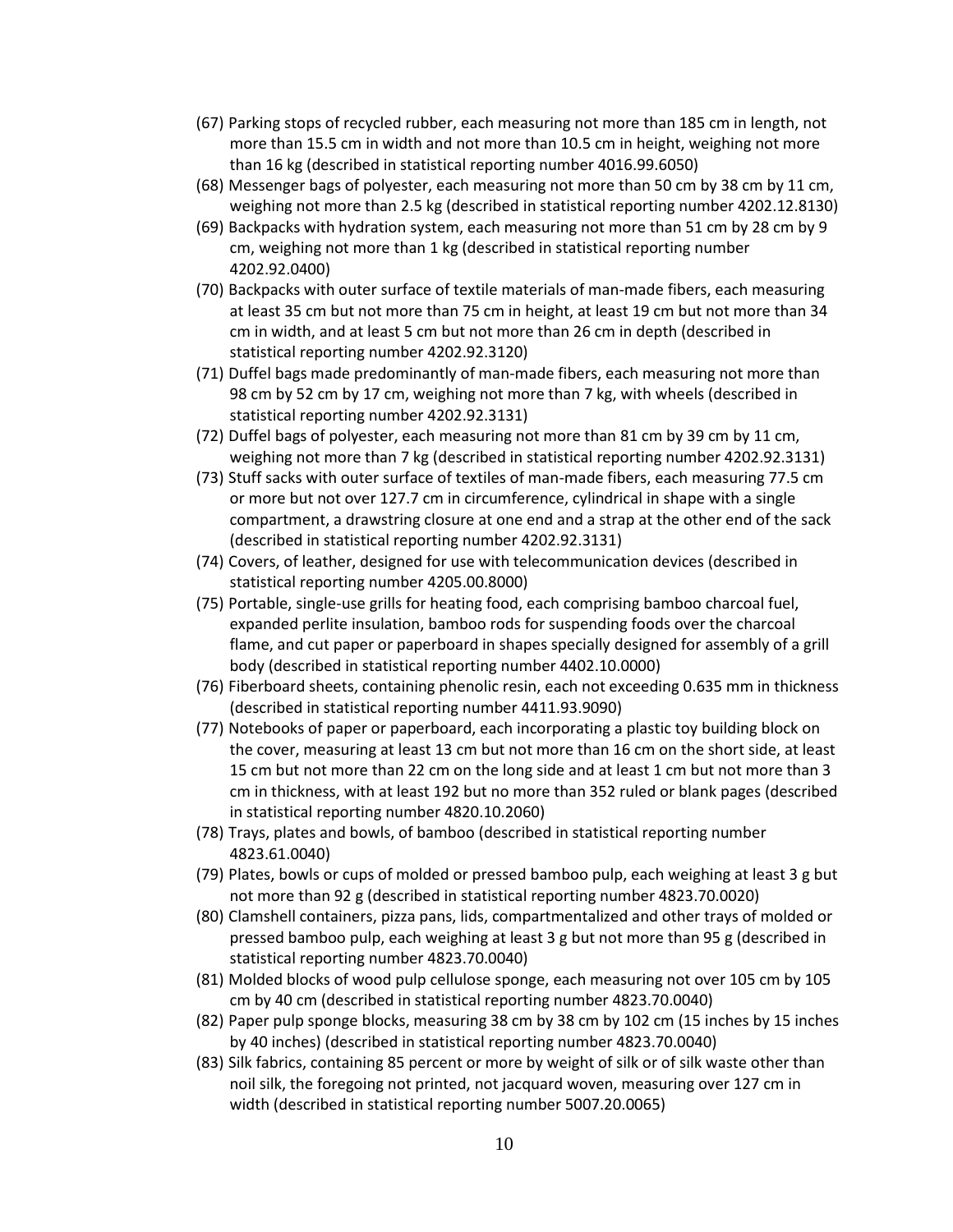(67) Parking stops of recycled rubber, each measuring not more than 185 cm in length, not more than 15.5 cm in width and not more than 10.5 cm in height, weighing not more than 16 kg (described in statistical reporting number 4016.99.6050)

(68) Messenger bags of polyester, each measuring not more than 50 cm by 38 cm by 11 cm, weighing not more than 2.5 kg (described in statistical reporting number 4202.12.8130)

(69) Backpacks with hydration system, each measuring not more than 51 cm by 28 cm by 9 cm, weighing not more than 1 kg (described in statistical reporting number 4202.92.0400)

(70) Backpacks with outer surface of textile materials of man-made fibers, each measuring at least 35 cm but not more than 75 cm in height, at least 19 cm but not more than 34 cm in width, and at least 5 cm but not more than 26 cm in depth (described in statistical reporting number 4202.92.3120)

(71) Duffel bags made predominantly of man-made fibers, each measuring not more than 98 cm by 52 cm by 17 cm, weighing not more than 7 kg, with wheels (described in statistical reporting number 4202.92.3131)

(72) Duffel bags of polyester, each measuring not more than 81 cm by 39 cm by 11 cm, weighing not more than 7 kg (described in statistical reporting number 4202.92.3131)

(73) Stuff sacks with outer surface of textiles of man-made fibers, each measuring 77.5 cm or more but not over 127.7 cm in circumference, cylindrical in shape with a single compartment, a drawstring closure at one end and a strap at the other end of the sack (described in statistical reporting number 4202.92.3131)

(74) Covers, of leather, designed for use with telecommunication devices (described in statistical reporting number 4205.00.8000)

(75) Portable, single-use grills for heating food, each comprising bamboo charcoal fuel, expanded perlite insulation, bamboo rods for suspending foods over the charcoal flame, and cut paper or paperboard in shapes specially designed for assembly of a grill body (described in statistical reporting number 4402.10.0000)

(76) Fiberboard sheets, containing phenolic resin, each not exceeding 0.635 mm in thickness (described in statistical reporting number 4411.93.9090)

(77) Notebooks of paper or paperboard, each incorporating a plastic toy building block on the cover, measuring at least 13 cm but not more than 16 cm on the short side, at least 15 cm but not more than 22 cm on the long side and at least 1 cm but not more than 3 cm in thickness, with at least 192 but no more than 352 ruled or blank pages (described in statistical reporting number 4820.10.2060)

(78) Trays, plates and bowls, of bamboo (described in statistical reporting number 4823.61.0040)

(79) Plates, bowls or cups of molded or pressed bamboo pulp, each weighing at least 3 g but not more than 92 g (described in statistical reporting number 4823.70.0020)

(80) Clamshell containers, pizza pans, lids, compartmentalized and other trays of molded or pressed bamboo pulp, each weighing at least 3 g but not more than 95 g (described in statistical reporting number 4823.70.0040)

(81) Molded blocks of wood pulp cellulose sponge, each measuring not over 105 cm by 105 cm by 40 cm (described in statistical reporting number 4823.70.0040)

(82) Paper pulp sponge blocks, measuring 38 cm by 38 cm by 102 cm (15 inches by 15 inches by 40 inches) (described in statistical reporting number 4823.70.0040)

(83) Silk fabrics, containing 85 percent or more by weight of silk or of silk waste other than noil silk, the foregoing not printed, not jacquard woven, measuring over 127 cm in width (described in statistical reporting number 5007.20.0065)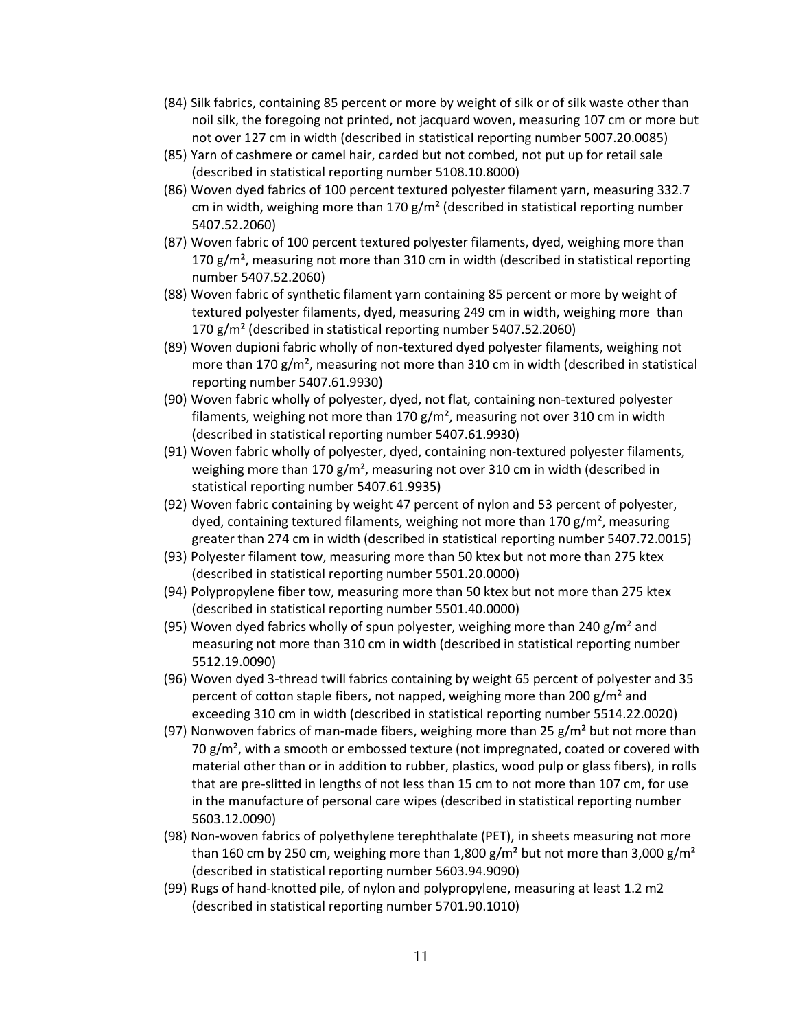(84) Silk fabrics, containing 85 percent or more by weight of silk or of silk waste other than noil silk, the foregoing not printed, not jacquard woven, measuring 107 cm or more but not over 127 cm in width (described in statistical reporting number 5007.20.0085)

(85) Yarn of cashmere or camel hair, carded but not combed, not put up for retail sale (described in statistical reporting number 5108.10.8000)

(86) Woven dyed fabrics of 100 percent textured polyester filament yarn, measuring 332.7 cm in width, weighing more than 170 g/m² (described in statistical reporting number 5407.52.2060)

(87) Woven fabric of 100 percent textured polyester filaments, dyed, weighing more than 170 g/m², measuring not more than 310 cm in width (described in statistical reporting number 5407.52.2060)

(88) Woven fabric of synthetic filament yarn containing 85 percent or more by weight of textured polyester filaments, dyed, measuring 249 cm in width, weighing more than 170 g/m² (described in statistical reporting number 5407.52.2060)

(89) Woven dupioni fabric wholly of non-textured dyed polyester filaments, weighing not more than 170 g/m², measuring not more than 310 cm in width (described in statistical reporting number 5407.61.9930)

(90) Woven fabric wholly of polyester, dyed, not flat, containing non-textured polyester filaments, weighing not more than 170 g/m², measuring not over 310 cm in width (described in statistical reporting number 5407.61.9930)

(91) Woven fabric wholly of polyester, dyed, containing non-textured polyester filaments, weighing more than 170 g/m², measuring not over 310 cm in width (described in statistical reporting number 5407.61.9935)

(92) Woven fabric containing by weight 47 percent of nylon and 53 percent of polyester, dyed, containing textured filaments, weighing not more than 170 g/m², measuring greater than 274 cm in width (described in statistical reporting number 5407.72.0015)

(93) Polyester filament tow, measuring more than 50 ktex but not more than 275 ktex (described in statistical reporting number 5501.20.0000)

(94) Polypropylene fiber tow, measuring more than 50 ktex but not more than 275 ktex (described in statistical reporting number 5501.40.0000)

(95) Woven dyed fabrics wholly of spun polyester, weighing more than 240 g/m² and measuring not more than 310 cm in width (described in statistical reporting number 5512.19.0090)

(96) Woven dyed 3-thread twill fabrics containing by weight 65 percent of polyester and 35 percent of cotton staple fibers, not napped, weighing more than 200 g/m² and exceeding 310 cm in width (described in statistical reporting number 5514.22.0020)

(97) Nonwoven fabrics of man-made fibers, weighing more than 25 g/m² but not more than 70 g/m², with a smooth or embossed texture (not impregnated, coated or covered with material other than or in addition to rubber, plastics, wood pulp or glass fibers), in rolls that are pre-slitted in lengths of not less than 15 cm to not more than 107 cm, for use in the manufacture of personal care wipes (described in statistical reporting number 5603.12.0090)

(98) Non-woven fabrics of polyethylene terephthalate (PET), in sheets measuring not more than 160 cm by 250 cm, weighing more than 1,800 g/m² but not more than 3,000 g/m² (described in statistical reporting number 5603.94.9090)

(99) Rugs of hand-knotted pile, of nylon and polypropylene, measuring at least 1.2 m2 (described in statistical reporting number 5701.90.1010)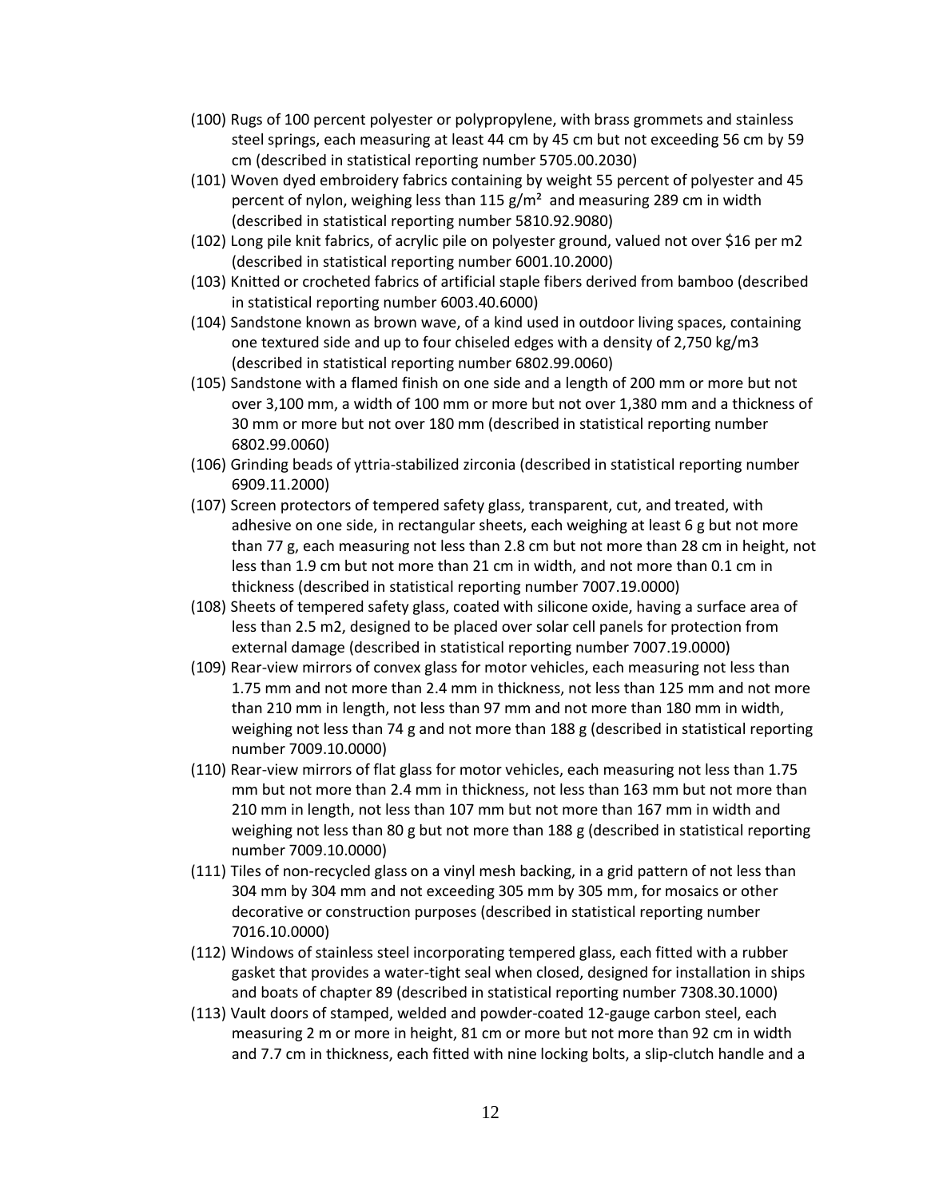(100) Rugs of 100 percent polyester or polypropylene, with brass grommets and stainless steel springs, each measuring at least 44 cm by 45 cm but not exceeding 56 cm by 59 cm (described in statistical reporting number 5705.00.2030)

(101) Woven dyed embroidery fabrics containing by weight 55 percent of polyester and 45 percent of nylon, weighing less than 115 g/m² and measuring 289 cm in width (described in statistical reporting number 5810.92.9080)

(102) Long pile knit fabrics, of acrylic pile on polyester ground, valued not over $16 per m2 (described in statistical reporting number 6001.10.2000)

(103) Knitted or crocheted fabrics of artificial staple fibers derived from bamboo (described in statistical reporting number 6003.40.6000)

(104) Sandstone known as brown wave, of a kind used in outdoor living spaces, containing one textured side and up to four chiseled edges with a density of 2,750 kg/m3 (described in statistical reporting number 6802.99.0060)

(105) Sandstone with a flamed finish on one side and a length of 200 mm or more but not over 3,100 mm, a width of 100 mm or more but not over 1,380 mm and a thickness of 30 mm or more but not over 180 mm (described in statistical reporting number 6802.99.0060)

(106) Grinding beads of yttria-stabilized zirconia (described in statistical reporting number 6909.11.2000)

(107) Screen protectors of tempered safety glass, transparent, cut, and treated, with adhesive on one side, in rectangular sheets, each weighing at least 6 g but not more than 77 g, each measuring not less than 2.8 cm but not more than 28 cm in height, not less than 1.9 cm but not more than 21 cm in width, and not more than 0.1 cm in thickness (described in statistical reporting number 7007.19.0000)

(108) Sheets of tempered safety glass, coated with silicone oxide, having a surface area of less than 2.5 m2, designed to be placed over solar cell panels for protection from external damage (described in statistical reporting number 7007.19.0000)

(109) Rear-view mirrors of convex glass for motor vehicles, each measuring not less than 1.75 mm and not more than 2.4 mm in thickness, not less than 125 mm and not more than 210 mm in length, not less than 97 mm and not more than 180 mm in width, weighing not less than 74 g and not more than 188 g (described in statistical reporting number 7009.10.0000)

(110) Rear-view mirrors of flat glass for motor vehicles, each measuring not less than 1.75 mm but not more than 2.4 mm in thickness, not less than 163 mm but not more than 210 mm in length, not less than 107 mm but not more than 167 mm in width and weighing not less than 80 g but not more than 188 g (described in statistical reporting number 7009.10.0000)

(111) Tiles of non-recycled glass on a vinyl mesh backing, in a grid pattern of not less than 304 mm by 304 mm and not exceeding 305 mm by 305 mm, for mosaics or other decorative or construction purposes (described in statistical reporting number 7016.10.0000)

(112) Windows of stainless steel incorporating tempered glass, each fitted with a rubber gasket that provides a water-tight seal when closed, designed for installation in ships and boats of chapter 89 (described in statistical reporting number 7308.30.1000)

(113) Vault doors of stamped, welded and powder-coated 12-gauge carbon steel, each measuring 2 m or more in height, 81 cm or more but not more than 92 cm in width and 7.7 cm in thickness, each fitted with nine locking bolts, a slip-clutch handle and a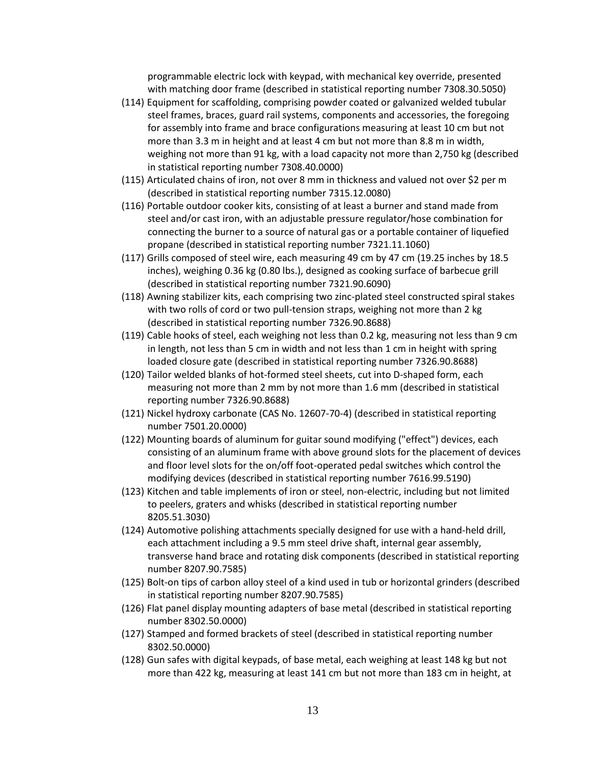programmable electric lock with keypad, with mechanical key override, presented with matching door frame (described in statistical reporting number 7308.30.5050)

(114) Equipment for scaffolding, comprising powder coated or galvanized welded tubular steel frames, braces, guard rail systems, components and accessories, the foregoing for assembly into frame and brace configurations measuring at least 10 cm but not more than 3.3 m in height and at least 4 cm but not more than 8.8 m in width, weighing not more than 91 kg, with a load capacity not more than 2,750 kg (described in statistical reporting number 7308.40.0000)

(115) Articulated chains of iron, not over 8 mm in thickness and valued not over $2 per m (described in statistical reporting number 7315.12.0080)

(116) Portable outdoor cooker kits, consisting of at least a burner and stand made from steel and/or cast iron, with an adjustable pressure regulator/hose combination for connecting the burner to a source of natural gas or a portable container of liquefied propane (described in statistical reporting number 7321.11.1060)

(117) Grills composed of steel wire, each measuring 49 cm by 47 cm (19.25 inches by 18.5 inches), weighing 0.36 kg (0.80 lbs.), designed as cooking surface of barbecue grill (described in statistical reporting number 7321.90.6090)

(118) Awning stabilizer kits, each comprising two zinc-plated steel constructed spiral stakes with two rolls of cord or two pull-tension straps, weighing not more than 2 kg (described in statistical reporting number 7326.90.8688)

(119) Cable hooks of steel, each weighing not less than 0.2 kg, measuring not less than 9 cm in length, not less than 5 cm in width and not less than 1 cm in height with spring loaded closure gate (described in statistical reporting number 7326.90.8688)

(120) Tailor welded blanks of hot-formed steel sheets, cut into D-shaped form, each measuring not more than 2 mm by not more than 1.6 mm (described in statistical reporting number 7326.90.8688)

(121) Nickel hydroxy carbonate (CAS No. 12607-70-4) (described in statistical reporting number 7501.20.0000)

(122) Mounting boards of aluminum for guitar sound modifying ("effect") devices, each consisting of an aluminum frame with above ground slots for the placement of devices and floor level slots for the on/off foot-operated pedal switches which control the modifying devices (described in statistical reporting number 7616.99.5190)

(123) Kitchen and table implements of iron or steel, non-electric, including but not limited to peelers, graters and whisks (described in statistical reporting number 8205.51.3030)

(124) Automotive polishing attachments specially designed for use with a hand-held drill, each attachment including a 9.5 mm steel drive shaft, internal gear assembly, transverse hand brace and rotating disk components (described in statistical reporting number 8207.90.7585)

(125) Bolt-on tips of carbon alloy steel of a kind used in tub or horizontal grinders (described in statistical reporting number 8207.90.7585)

(126) Flat panel display mounting adapters of base metal (described in statistical reporting number 8302.50.0000)

(127) Stamped and formed brackets of steel (described in statistical reporting number 8302.50.0000)

(128) Gun safes with digital keypads, of base metal, each weighing at least 148 kg but not more than 422 kg, measuring at least 141 cm but not more than 183 cm in height, at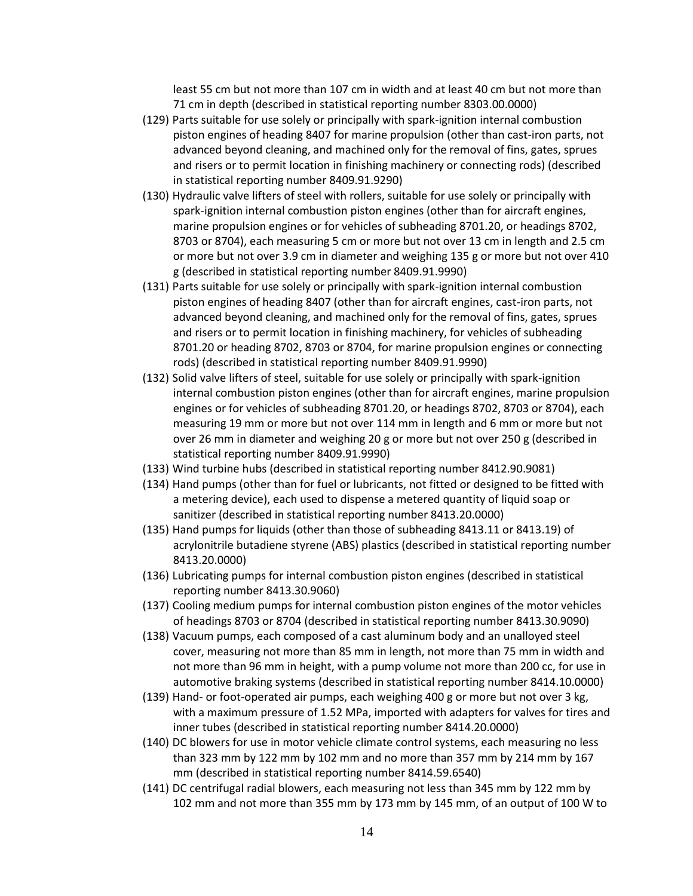least 55 cm but not more than 107 cm in width and at least 40 cm but not more than 71 cm in depth (described in statistical reporting number 8303.00.0000)

(129) Parts suitable for use solely or principally with spark-ignition internal combustion piston engines of heading 8407 for marine propulsion (other than cast-iron parts, not advanced beyond cleaning, and machined only for the removal of fins, gates, sprues and risers or to permit location in finishing machinery or connecting rods) (described in statistical reporting number 8409.91.9290)

(130) Hydraulic valve lifters of steel with rollers, suitable for use solely or principally with spark-ignition internal combustion piston engines (other than for aircraft engines, marine propulsion engines or for vehicles of subheading 8701.20, or headings 8702, 8703 or 8704), each measuring 5 cm or more but not over 13 cm in length and 2.5 cm or more but not over 3.9 cm in diameter and weighing 135 g or more but not over 410 g (described in statistical reporting number 8409.91.9990)

(131) Parts suitable for use solely or principally with spark-ignition internal combustion piston engines of heading 8407 (other than for aircraft engines, cast-iron parts, not advanced beyond cleaning, and machined only for the removal of fins, gates, sprues and risers or to permit location in finishing machinery, for vehicles of subheading 8701.20 or heading 8702, 8703 or 8704, for marine propulsion engines or connecting rods) (described in statistical reporting number 8409.91.9990)

(132) Solid valve lifters of steel, suitable for use solely or principally with spark-ignition internal combustion piston engines (other than for aircraft engines, marine propulsion engines or for vehicles of subheading 8701.20, or headings 8702, 8703 or 8704), each measuring 19 mm or more but not over 114 mm in length and 6 mm or more but not over 26 mm in diameter and weighing 20 g or more but not over 250 g (described in statistical reporting number 8409.91.9990)

(133) Wind turbine hubs (described in statistical reporting number 8412.90.9081)

(134) Hand pumps (other than for fuel or lubricants, not fitted or designed to be fitted with a metering device), each used to dispense a metered quantity of liquid soap or sanitizer (described in statistical reporting number 8413.20.0000)

(135) Hand pumps for liquids (other than those of subheading 8413.11 or 8413.19) of acrylonitrile butadiene styrene (ABS) plastics (described in statistical reporting number 8413.20.0000)

(136) Lubricating pumps for internal combustion piston engines (described in statistical reporting number 8413.30.9060)

(137) Cooling medium pumps for internal combustion piston engines of the motor vehicles of headings 8703 or 8704 (described in statistical reporting number 8413.30.9090)

(138) Vacuum pumps, each composed of a cast aluminum body and an unalloyed steel cover, measuring not more than 85 mm in length, not more than 75 mm in width and not more than 96 mm in height, with a pump volume not more than 200 cc, for use in automotive braking systems (described in statistical reporting number 8414.10.0000)

(139) Hand- or foot-operated air pumps, each weighing 400 g or more but not over 3 kg, with a maximum pressure of 1.52 MPa, imported with adapters for valves for tires and inner tubes (described in statistical reporting number 8414.20.0000)

(140) DC blowers for use in motor vehicle climate control systems, each measuring no less than 323 mm by 122 mm by 102 mm and no more than 357 mm by 214 mm by 167 mm (described in statistical reporting number 8414.59.6540)

(141) DC centrifugal radial blowers, each measuring not less than 345 mm by 122 mm by 102 mm and not more than 355 mm by 173 mm by 145 mm, of an output of 100 W to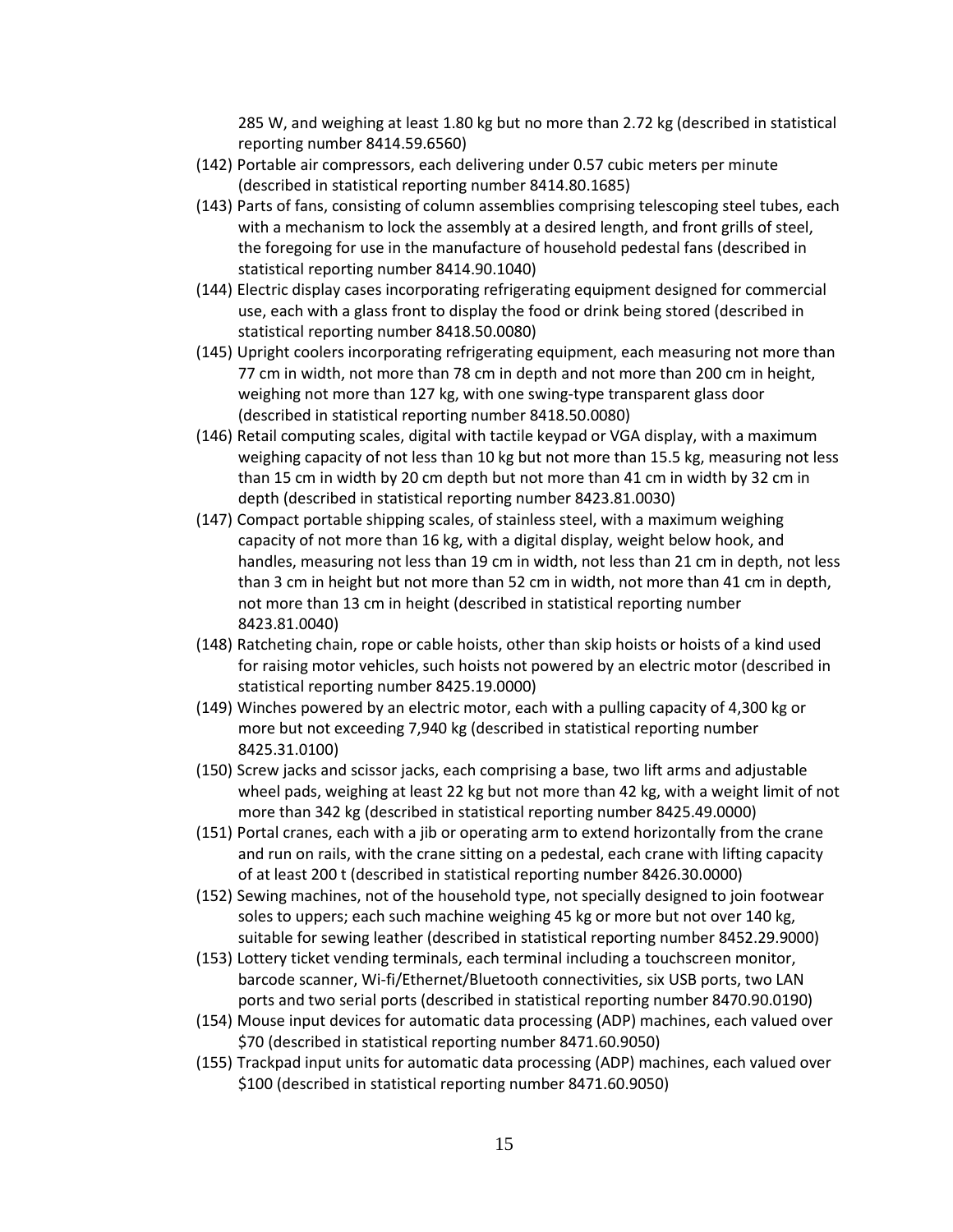285 W, and weighing at least 1.80 kg but no more than 2.72 kg (described in statistical reporting number 8414.59.6560)

(142) Portable air compressors, each delivering under 0.57 cubic meters per minute (described in statistical reporting number 8414.80.1685)

(143) Parts of fans, consisting of column assemblies comprising telescoping steel tubes, each with a mechanism to lock the assembly at a desired length, and front grills of steel, the foregoing for use in the manufacture of household pedestal fans (described in statistical reporting number 8414.90.1040)

(144) Electric display cases incorporating refrigerating equipment designed for commercial use, each with a glass front to display the food or drink being stored (described in statistical reporting number 8418.50.0080)

(145) Upright coolers incorporating refrigerating equipment, each measuring not more than 77 cm in width, not more than 78 cm in depth and not more than 200 cm in height, weighing not more than 127 kg, with one swing-type transparent glass door (described in statistical reporting number 8418.50.0080)

(146) Retail computing scales, digital with tactile keypad or VGA display, with a maximum weighing capacity of not less than 10 kg but not more than 15.5 kg, measuring not less than 15 cm in width by 20 cm depth but not more than 41 cm in width by 32 cm in depth (described in statistical reporting number 8423.81.0030)

(147) Compact portable shipping scales, of stainless steel, with a maximum weighing capacity of not more than 16 kg, with a digital display, weight below hook, and handles, measuring not less than 19 cm in width, not less than 21 cm in depth, not less than 3 cm in height but not more than 52 cm in width, not more than 41 cm in depth, not more than 13 cm in height (described in statistical reporting number 8423.81.0040)

(148) Ratcheting chain, rope or cable hoists, other than skip hoists or hoists of a kind used for raising motor vehicles, such hoists not powered by an electric motor (described in statistical reporting number 8425.19.0000)

(149) Winches powered by an electric motor, each with a pulling capacity of 4,300 kg or more but not exceeding 7,940 kg (described in statistical reporting number 8425.31.0100)

(150) Screw jacks and scissor jacks, each comprising a base, two lift arms and adjustable wheel pads, weighing at least 22 kg but not more than 42 kg, with a weight limit of not more than 342 kg (described in statistical reporting number 8425.49.0000)

(151) Portal cranes, each with a jib or operating arm to extend horizontally from the crane and run on rails, with the crane sitting on a pedestal, each crane with lifting capacity of at least 200 t (described in statistical reporting number 8426.30.0000)

(152) Sewing machines, not of the household type, not specially designed to join footwear soles to uppers; each such machine weighing 45 kg or more but not over 140 kg, suitable for sewing leather (described in statistical reporting number 8452.29.9000)

(153) Lottery ticket vending terminals, each terminal including a touchscreen monitor, barcode scanner, Wi-fi/Ethernet/Bluetooth connectivities, six USB ports, two LAN ports and two serial ports (described in statistical reporting number 8470.90.0190)

(154) Mouse input devices for automatic data processing (ADP) machines, each valued over $70 (described in statistical reporting number 8471.60.9050)

(155) Trackpad input units for automatic data processing (ADP) machines, each valued over $100 (described in statistical reporting number 8471.60.9050)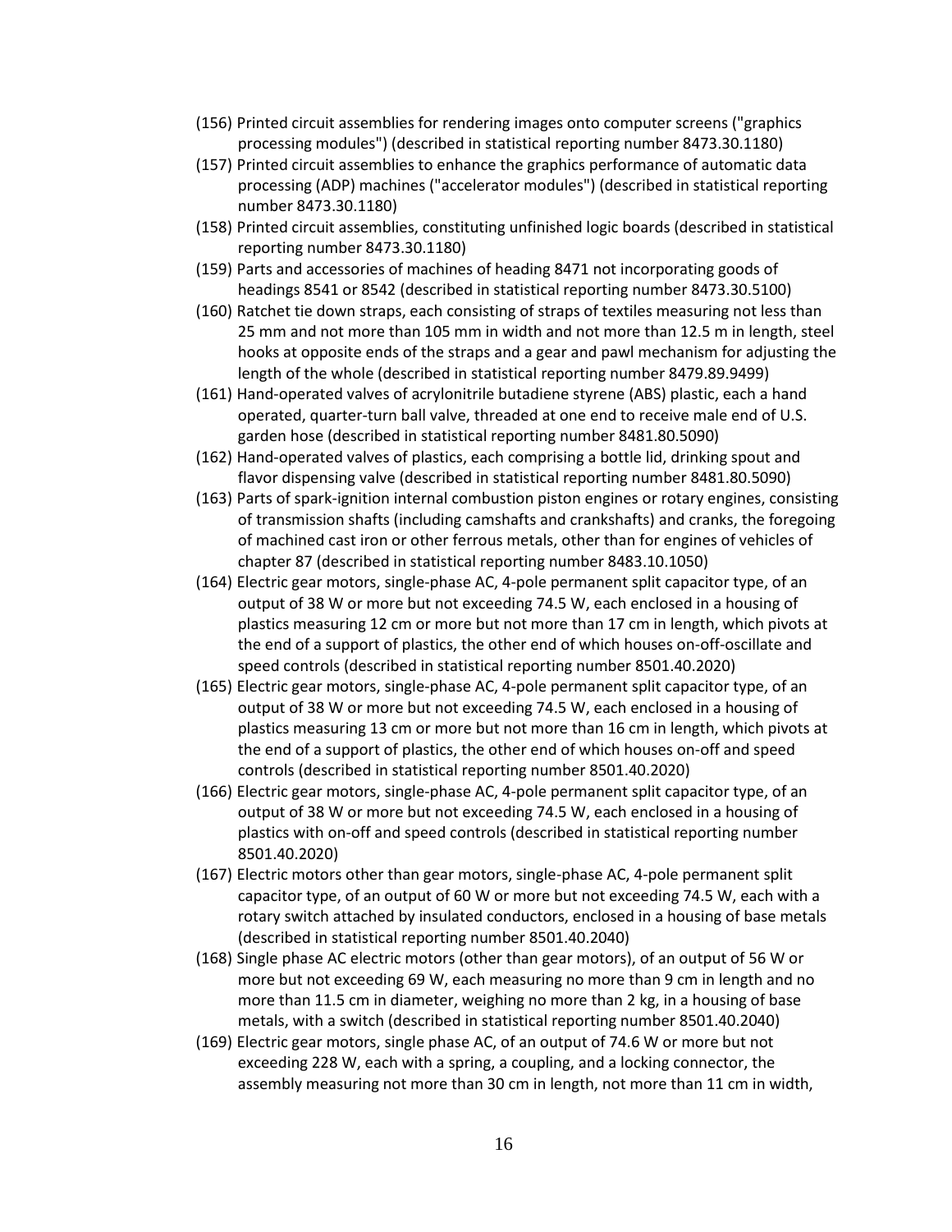(156) Printed circuit assemblies for rendering images onto computer screens ("graphics processing modules") (described in statistical reporting number 8473.30.1180)

(157) Printed circuit assemblies to enhance the graphics performance of automatic data processing (ADP) machines ("accelerator modules") (described in statistical reporting number 8473.30.1180)

(158) Printed circuit assemblies, constituting unfinished logic boards (described in statistical reporting number 8473.30.1180)

(159) Parts and accessories of machines of heading 8471 not incorporating goods of headings 8541 or 8542 (described in statistical reporting number 8473.30.5100)

(160) Ratchet tie down straps, each consisting of straps of textiles measuring not less than 25 mm and not more than 105 mm in width and not more than 12.5 m in length, steel hooks at opposite ends of the straps and a gear and pawl mechanism for adjusting the length of the whole (described in statistical reporting number 8479.89.9499)

(161) Hand-operated valves of acrylonitrile butadiene styrene (ABS) plastic, each a hand operated, quarter-turn ball valve, threaded at one end to receive male end of U.S. garden hose (described in statistical reporting number 8481.80.5090)

(162) Hand-operated valves of plastics, each comprising a bottle lid, drinking spout and flavor dispensing valve (described in statistical reporting number 8481.80.5090)

(163) Parts of spark-ignition internal combustion piston engines or rotary engines, consisting of transmission shafts (including camshafts and crankshafts) and cranks, the foregoing of machined cast iron or other ferrous metals, other than for engines of vehicles of chapter 87 (described in statistical reporting number 8483.10.1050)

(164) Electric gear motors, single-phase AC, 4-pole permanent split capacitor type, of an output of 38 W or more but not exceeding 74.5 W, each enclosed in a housing of plastics measuring 12 cm or more but not more than 17 cm in length, which pivots at the end of a support of plastics, the other end of which houses on-off-oscillate and speed controls (described in statistical reporting number 8501.40.2020)

(165) Electric gear motors, single-phase AC, 4-pole permanent split capacitor type, of an output of 38 W or more but not exceeding 74.5 W, each enclosed in a housing of plastics measuring 13 cm or more but not more than 16 cm in length, which pivots at the end of a support of plastics, the other end of which houses on-off and speed controls (described in statistical reporting number 8501.40.2020)

(166) Electric gear motors, single-phase AC, 4-pole permanent split capacitor type, of an output of 38 W or more but not exceeding 74.5 W, each enclosed in a housing of plastics with on-off and speed controls (described in statistical reporting number 8501.40.2020)

(167) Electric motors other than gear motors, single-phase AC, 4-pole permanent split capacitor type, of an output of 60 W or more but not exceeding 74.5 W, each with a rotary switch attached by insulated conductors, enclosed in a housing of base metals (described in statistical reporting number 8501.40.2040)

(168) Single phase AC electric motors (other than gear motors), of an output of 56 W or more but not exceeding 69 W, each measuring no more than 9 cm in length and no more than 11.5 cm in diameter, weighing no more than 2 kg, in a housing of base metals, with a switch (described in statistical reporting number 8501.40.2040)

(169) Electric gear motors, single phase AC, of an output of 74.6 W or more but not exceeding 228 W, each with a spring, a coupling, and a locking connector, the assembly measuring not more than 30 cm in length, not more than 11 cm in width,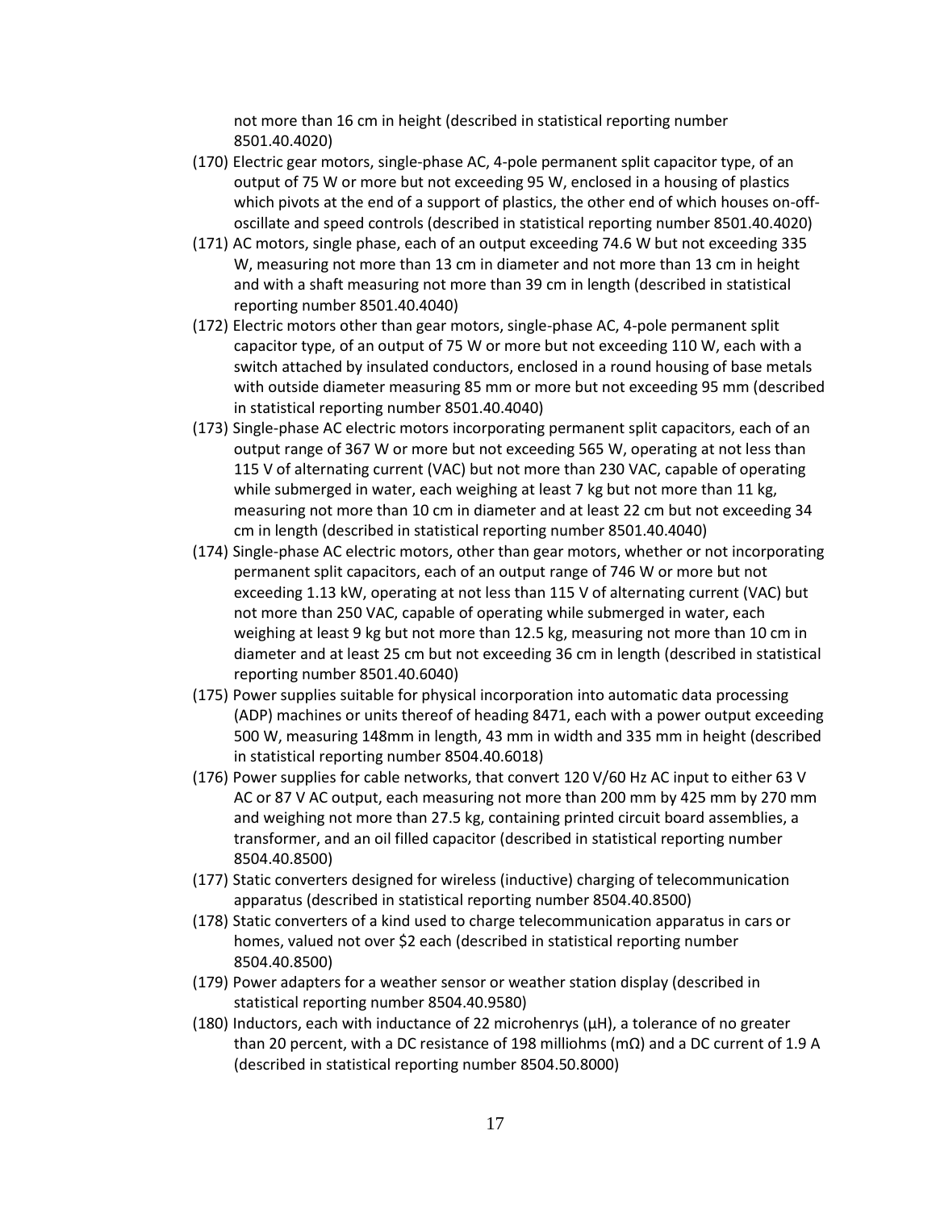not more than 16 cm in height (described in statistical reporting number 8501.40.4020)

(170) Electric gear motors, single-phase AC, 4-pole permanent split capacitor type, of an output of 75 W or more but not exceeding 95 W, enclosed in a housing of plastics which pivots at the end of a support of plastics, the other end of which houses on-off-oscillate and speed controls (described in statistical reporting number 8501.40.4020)

(171) AC motors, single phase, each of an output exceeding 74.6 W but not exceeding 335 W, measuring not more than 13 cm in diameter and not more than 13 cm in height and with a shaft measuring not more than 39 cm in length (described in statistical reporting number 8501.40.4040)

(172) Electric motors other than gear motors, single-phase AC, 4-pole permanent split capacitor type, of an output of 75 W or more but not exceeding 110 W, each with a switch attached by insulated conductors, enclosed in a round housing of base metals with outside diameter measuring 85 mm or more but not exceeding 95 mm (described in statistical reporting number 8501.40.4040)

(173) Single-phase AC electric motors incorporating permanent split capacitors, each of an output range of 367 W or more but not exceeding 565 W, operating at not less than 115 V of alternating current (VAC) but not more than 230 VAC, capable of operating while submerged in water, each weighing at least 7 kg but not more than 11 kg, measuring not more than 10 cm in diameter and at least 22 cm but not exceeding 34 cm in length (described in statistical reporting number 8501.40.4040)

(174) Single-phase AC electric motors, other than gear motors, whether or not incorporating permanent split capacitors, each of an output range of 746 W or more but not exceeding 1.13 kW, operating at not less than 115 V of alternating current (VAC) but not more than 250 VAC, capable of operating while submerged in water, each weighing at least 9 kg but not more than 12.5 kg, measuring not more than 10 cm in diameter and at least 25 cm but not exceeding 36 cm in length (described in statistical reporting number 8501.40.6040)

(175) Power supplies suitable for physical incorporation into automatic data processing (ADP) machines or units thereof of heading 8471, each with a power output exceeding 500 W, measuring 148mm in length, 43 mm in width and 335 mm in height (described in statistical reporting number 8504.40.6018)

(176) Power supplies for cable networks, that convert 120 V/60 Hz AC input to either 63 V AC or 87 V AC output, each measuring not more than 200 mm by 425 mm by 270 mm and weighing not more than 27.5 kg, containing printed circuit board assemblies, a transformer, and an oil filled capacitor (described in statistical reporting number 8504.40.8500)

(177) Static converters designed for wireless (inductive) charging of telecommunication apparatus (described in statistical reporting number 8504.40.8500)

(178) Static converters of a kind used to charge telecommunication apparatus in cars or homes, valued not over $2 each (described in statistical reporting number 8504.40.8500)

(179) Power adapters for a weather sensor or weather station display (described in statistical reporting number 8504.40.9580)

(180) Inductors, each with inductance of 22 microhenrys (µH), a tolerance of no greater than 20 percent, with a DC resistance of 198 milliohms (mΩ) and a DC current of 1.9 A (described in statistical reporting number 8504.50.8000)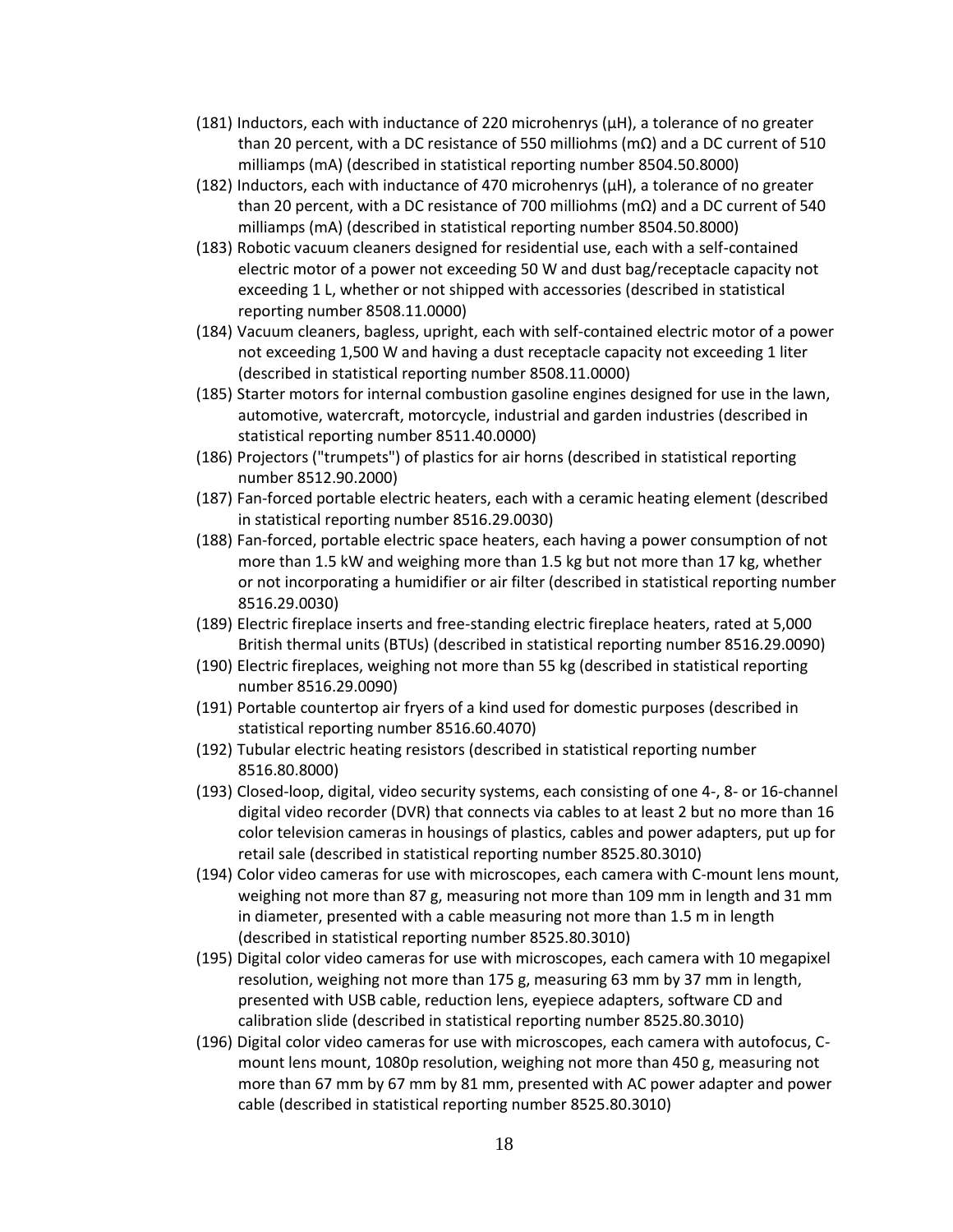(181) Inductors, each with inductance of 220 microhenrys (µH), a tolerance of no greater than 20 percent, with a DC resistance of 550 milliohms (mΩ) and a DC current of 510 milliamps (mA) (described in statistical reporting number 8504.50.8000)

(182) Inductors, each with inductance of 470 microhenrys (µH), a tolerance of no greater than 20 percent, with a DC resistance of 700 milliohms (mΩ) and a DC current of 540 milliamps (mA) (described in statistical reporting number 8504.50.8000)

(183) Robotic vacuum cleaners designed for residential use, each with a self-contained electric motor of a power not exceeding 50 W and dust bag/receptacle capacity not exceeding 1 L, whether or not shipped with accessories (described in statistical reporting number 8508.11.0000)

(184) Vacuum cleaners, bagless, upright, each with self-contained electric motor of a power not exceeding 1,500 W and having a dust receptacle capacity not exceeding 1 liter (described in statistical reporting number 8508.11.0000)

(185) Starter motors for internal combustion gasoline engines designed for use in the lawn, automotive, watercraft, motorcycle, industrial and garden industries (described in statistical reporting number 8511.40.0000)

(186) Projectors ("trumpets") of plastics for air horns (described in statistical reporting number 8512.90.2000)

(187) Fan-forced portable electric heaters, each with a ceramic heating element (described in statistical reporting number 8516.29.0030)

(188) Fan-forced, portable electric space heaters, each having a power consumption of not more than 1.5 kW and weighing more than 1.5 kg but not more than 17 kg, whether or not incorporating a humidifier or air filter (described in statistical reporting number 8516.29.0030)

(189) Electric fireplace inserts and free-standing electric fireplace heaters, rated at 5,000 British thermal units (BTUs) (described in statistical reporting number 8516.29.0090)

(190) Electric fireplaces, weighing not more than 55 kg (described in statistical reporting number 8516.29.0090)

(191) Portable countertop air fryers of a kind used for domestic purposes (described in statistical reporting number 8516.60.4070)

(192) Tubular electric heating resistors (described in statistical reporting number 8516.80.8000)

(193) Closed-loop, digital, video security systems, each consisting of one 4-, 8- or 16-channel digital video recorder (DVR) that connects via cables to at least 2 but no more than 16 color television cameras in housings of plastics, cables and power adapters, put up for retail sale (described in statistical reporting number 8525.80.3010)

(194) Color video cameras for use with microscopes, each camera with C-mount lens mount, weighing not more than 87 g, measuring not more than 109 mm in length and 31 mm in diameter, presented with a cable measuring not more than 1.5 m in length (described in statistical reporting number 8525.80.3010)

(195) Digital color video cameras for use with microscopes, each camera with 10 megapixel resolution, weighing not more than 175 g, measuring 63 mm by 37 mm in length, presented with USB cable, reduction lens, eyepiece adapters, software CD and calibration slide (described in statistical reporting number 8525.80.3010)

(196) Digital color video cameras for use with microscopes, each camera with autofocus, C-mount lens mount, 1080p resolution, weighing not more than 450 g, measuring not more than 67 mm by 67 mm by 81 mm, presented with AC power adapter and power cable (described in statistical reporting number 8525.80.3010)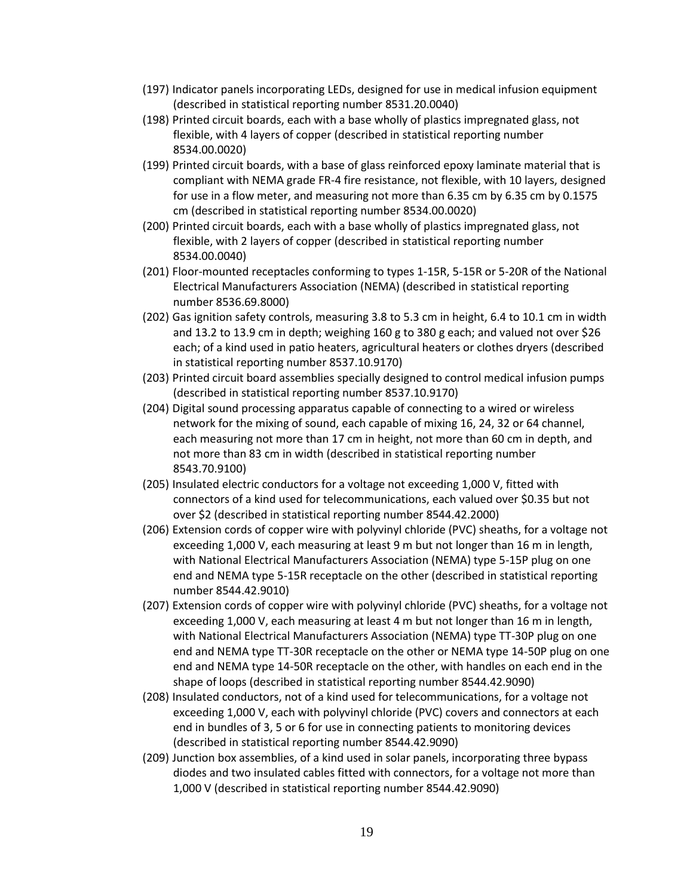(197) Indicator panels incorporating LEDs, designed for use in medical infusion equipment (described in statistical reporting number 8531.20.0040)

(198) Printed circuit boards, each with a base wholly of plastics impregnated glass, not flexible, with 4 layers of copper (described in statistical reporting number 8534.00.0020)

(199) Printed circuit boards, with a base of glass reinforced epoxy laminate material that is compliant with NEMA grade FR-4 fire resistance, not flexible, with 10 layers, designed for use in a flow meter, and measuring not more than 6.35 cm by 6.35 cm by 0.1575 cm (described in statistical reporting number 8534.00.0020)

(200) Printed circuit boards, each with a base wholly of plastics impregnated glass, not flexible, with 2 layers of copper (described in statistical reporting number 8534.00.0040)

(201) Floor-mounted receptacles conforming to types 1-15R, 5-15R or 5-20R of the National Electrical Manufacturers Association (NEMA) (described in statistical reporting number 8536.69.8000)

(202) Gas ignition safety controls, measuring 3.8 to 5.3 cm in height, 6.4 to 10.1 cm in width and 13.2 to 13.9 cm in depth; weighing 160 g to 380 g each; and valued not over $26 each; of a kind used in patio heaters, agricultural heaters or clothes dryers (described in statistical reporting number 8537.10.9170)

(203) Printed circuit board assemblies specially designed to control medical infusion pumps (described in statistical reporting number 8537.10.9170)

(204) Digital sound processing apparatus capable of connecting to a wired or wireless network for the mixing of sound, each capable of mixing 16, 24, 32 or 64 channel, each measuring not more than 17 cm in height, not more than 60 cm in depth, and not more than 83 cm in width (described in statistical reporting number 8543.70.9100)

(205) Insulated electric conductors for a voltage not exceeding 1,000 V, fitted with connectors of a kind used for telecommunications, each valued over $0.35 but not over $2 (described in statistical reporting number 8544.42.2000)

(206) Extension cords of copper wire with polyvinyl chloride (PVC) sheaths, for a voltage not exceeding 1,000 V, each measuring at least 9 m but not longer than 16 m in length, with National Electrical Manufacturers Association (NEMA) type 5-15P plug on one end and NEMA type 5-15R receptacle on the other (described in statistical reporting number 8544.42.9010)

(207) Extension cords of copper wire with polyvinyl chloride (PVC) sheaths, for a voltage not exceeding 1,000 V, each measuring at least 4 m but not longer than 16 m in length, with National Electrical Manufacturers Association (NEMA) type TT-30P plug on one end and NEMA type TT-30R receptacle on the other or NEMA type 14-50P plug on one end and NEMA type 14-50R receptacle on the other, with handles on each end in the shape of loops (described in statistical reporting number 8544.42.9090)

(208) Insulated conductors, not of a kind used for telecommunications, for a voltage not exceeding 1,000 V, each with polyvinyl chloride (PVC) covers and connectors at each end in bundles of 3, 5 or 6 for use in connecting patients to monitoring devices (described in statistical reporting number 8544.42.9090)

(209) Junction box assemblies, of a kind used in solar panels, incorporating three bypass diodes and two insulated cables fitted with connectors, for a voltage not more than 1,000 V (described in statistical reporting number 8544.42.9090)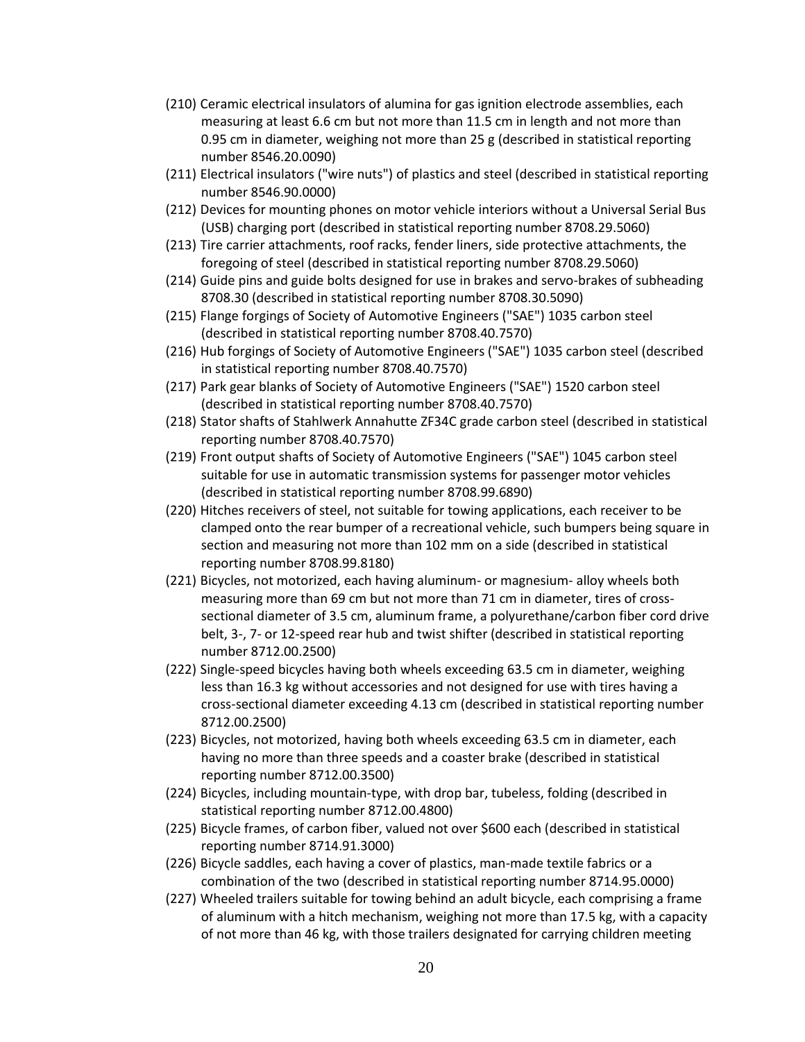(210) Ceramic electrical insulators of alumina for gas ignition electrode assemblies, each measuring at least 6.6 cm but not more than 11.5 cm in length and not more than 0.95 cm in diameter, weighing not more than 25 g (described in statistical reporting number 8546.20.0090)

(211) Electrical insulators ("wire nuts") of plastics and steel (described in statistical reporting number 8546.90.0000)

(212) Devices for mounting phones on motor vehicle interiors without a Universal Serial Bus (USB) charging port (described in statistical reporting number 8708.29.5060)

(213) Tire carrier attachments, roof racks, fender liners, side protective attachments, the foregoing of steel (described in statistical reporting number 8708.29.5060)

(214) Guide pins and guide bolts designed for use in brakes and servo-brakes of subheading 8708.30 (described in statistical reporting number 8708.30.5090)

(215) Flange forgings of Society of Automotive Engineers ("SAE") 1035 carbon steel (described in statistical reporting number 8708.40.7570)

(216) Hub forgings of Society of Automotive Engineers ("SAE") 1035 carbon steel (described in statistical reporting number 8708.40.7570)

(217) Park gear blanks of Society of Automotive Engineers ("SAE") 1520 carbon steel (described in statistical reporting number 8708.40.7570)

(218) Stator shafts of Stahlwerk Annahutte ZF34C grade carbon steel (described in statistical reporting number 8708.40.7570)

(219) Front output shafts of Society of Automotive Engineers ("SAE") 1045 carbon steel suitable for use in automatic transmission systems for passenger motor vehicles (described in statistical reporting number 8708.99.6890)

(220) Hitches receivers of steel, not suitable for towing applications, each receiver to be clamped onto the rear bumper of a recreational vehicle, such bumpers being square in section and measuring not more than 102 mm on a side (described in statistical reporting number 8708.99.8180)

(221) Bicycles, not motorized, each having aluminum- or magnesium- alloy wheels both measuring more than 69 cm but not more than 71 cm in diameter, tires of cross-sectional diameter of 3.5 cm, aluminum frame, a polyurethane/carbon fiber cord drive belt, 3-, 7- or 12-speed rear hub and twist shifter (described in statistical reporting number 8712.00.2500)

(222) Single-speed bicycles having both wheels exceeding 63.5 cm in diameter, weighing less than 16.3 kg without accessories and not designed for use with tires having a cross-sectional diameter exceeding 4.13 cm (described in statistical reporting number 8712.00.2500)

(223) Bicycles, not motorized, having both wheels exceeding 63.5 cm in diameter, each having no more than three speeds and a coaster brake (described in statistical reporting number 8712.00.3500)

(224) Bicycles, including mountain-type, with drop bar, tubeless, folding (described in statistical reporting number 8712.00.4800)

(225) Bicycle frames, of carbon fiber, valued not over $600 each (described in statistical reporting number 8714.91.3000)

(226) Bicycle saddles, each having a cover of plastics, man-made textile fabrics or a combination of the two (described in statistical reporting number 8714.95.0000)

(227) Wheeled trailers suitable for towing behind an adult bicycle, each comprising a frame of aluminum with a hitch mechanism, weighing not more bicycle than 17.5 kg, with a capacity of not more than 46 kg, with those trailers designated for carrying children meeting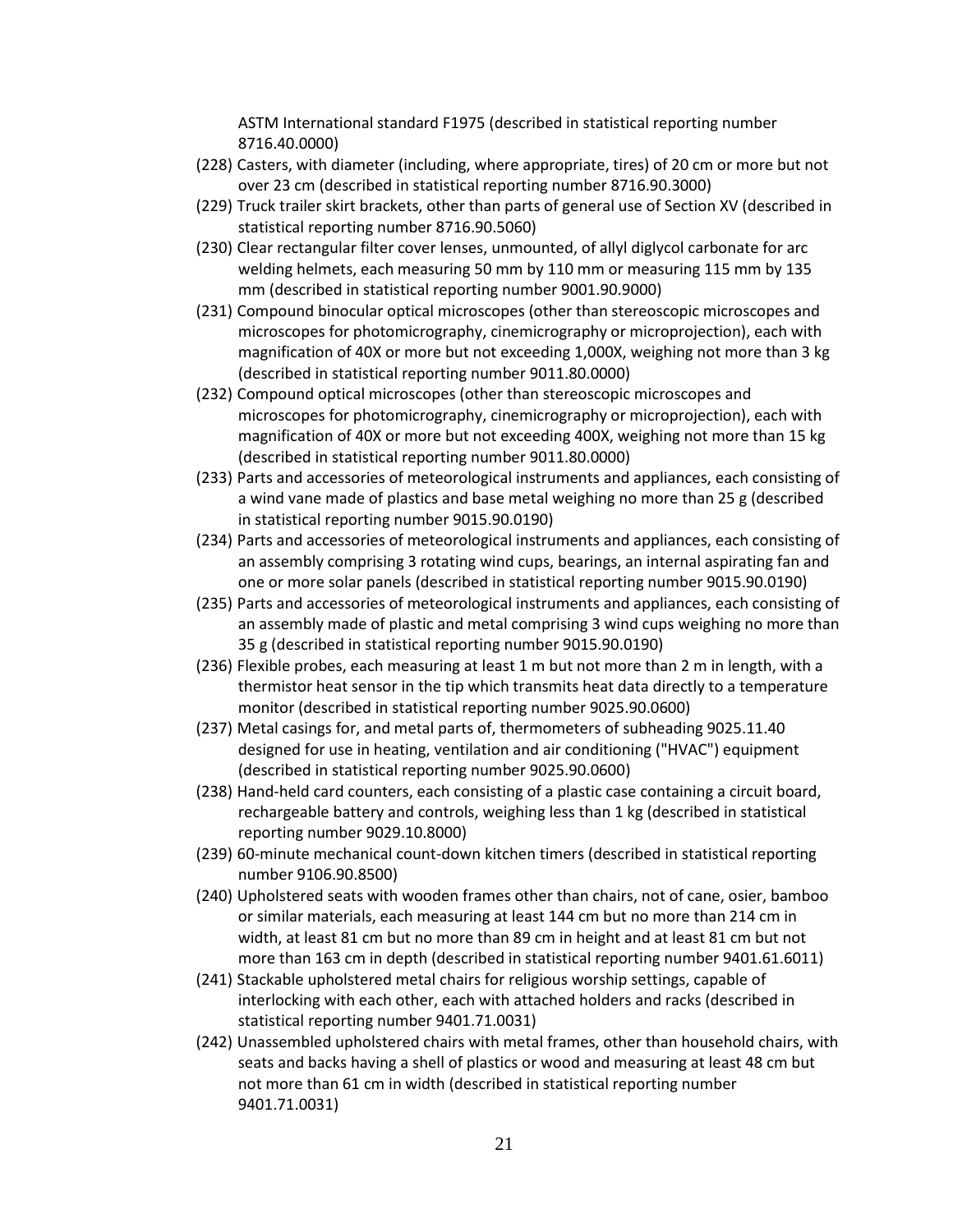ASTM International standard F1975 (described in statistical reporting number 8716.40.0000)

(228) Casters, with diameter (including, where appropriate, tires) of 20 cm or more but not over 23 cm (described in statistical reporting number 8716.90.3000)

(229) Truck trailer skirt brackets, other than parts of general use of Section XV (described in statistical reporting number 8716.90.5060)

(230) Clear rectangular filter cover lenses, unmounted, of allyl diglycol carbonate for arc welding helmets, each measuring 50 mm by 110 mm or measuring 115 mm by 135 mm (described in statistical reporting number 9001.90.9000)

(231) Compound binocular optical microscopes (other than stereoscopic microscopes and microscopes for photomicrography, cinemicrography or microprojection), each with magnification of 40X or more but not exceeding 1,000X, weighing not more than 3 kg (described in statistical reporting number 9011.80.0000)

(232) Compound optical microscopes (other than stereoscopic microscopes and microscopes for photomicrography, cinemicrography or microprojection), each with magnification of 40X or more but not exceeding 400X, weighing not more than 15 kg (described in statistical reporting number 9011.80.0000)

(233) Parts and accessories of meteorological instruments and appliances, each consisting of a wind vane made of plastics and base metal weighing no more than 25 g (described in statistical reporting number 9015.90.0190)

(234) Parts and accessories of meteorological instruments and appliances, each consisting of an assembly comprising 3 rotating wind cups, bearings, an internal aspirating fan and one or more solar panels (described in statistical reporting number 9015.90.0190)

(235) Parts and accessories of meteorological instruments and appliances, each consisting of an assembly made of plastic and metal comprising 3 wind cups weighing no more than 35 g (described in statistical reporting number 9015.90.0190)

(236) Flexible probes, each measuring at least 1 m but not more than 2 m in length, with a thermistor heat sensor in the tip which transmits heat data directly to a temperature monitor (described in statistical reporting number 9025.90.0600)

(237) Metal casings for, and metal parts of, thermometers of subheading 9025.11.40 designed for use in heating, ventilation and air conditioning ("HVAC") equipment (described in statistical reporting number 9025.90.0600)

(238) Hand-held card counters, each consisting of a plastic case containing a circuit board, rechargeable battery and controls, weighing less than 1 kg (described in statistical reporting number 9029.10.8000)

(239) 60-minute mechanical count-down kitchen timers (described in statistical reporting number 9106.90.8500)

(240) Upholstered seats with wooden frames other than chairs, not of cane, osier, bamboo or similar materials, each measuring at least 144 cm but no more than 214 cm in width, at least 81 cm but no more than 89 cm in height and at least 81 cm but not more than 163 cm in depth (described in statistical reporting number 9401.61.6011)

(241) Stackable upholstered metal chairs for religious worship settings, capable of interlocking with each other, each with attached holders and racks (described in statistical reporting number 9401.71.0031)

(242) Unassembled upholstered chairs with metal frames, other than household chairs, with seats and backs having a shell of plastics or wood and measuring at least 48 cm but not more than 61 cm in width (described in statistical reporting number 9401.71.0031)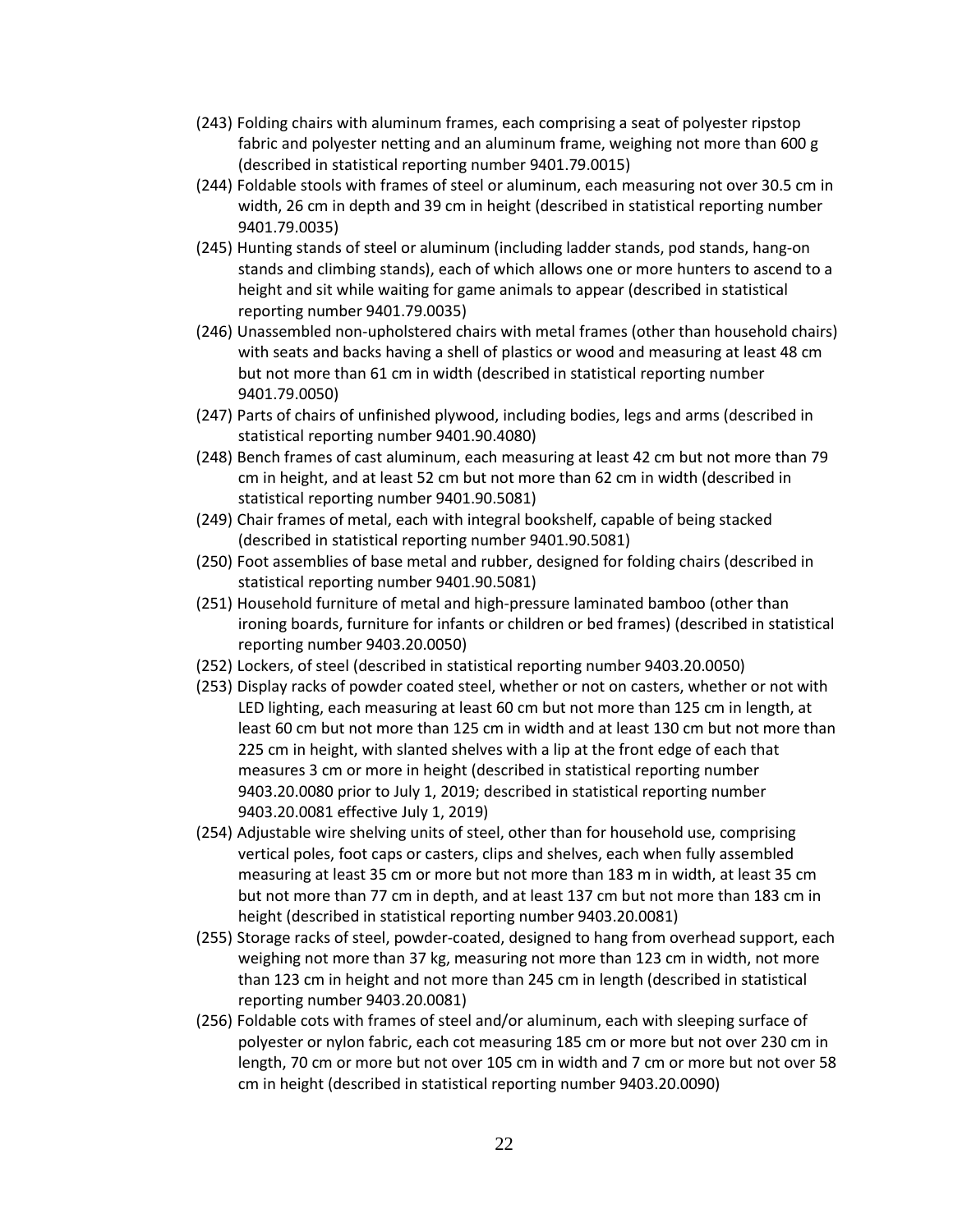(243) Folding chairs with aluminum frames, each comprising a seat of polyester ripstop fabric and polyester netting and an aluminum frame, weighing not more than 600 g (described in statistical reporting number 9401.79.0015)

(244) Foldable stools with frames of steel or aluminum, each measuring not over 30.5 cm in width, 26 cm in depth and 39 cm in height (described in statistical reporting number 9401.79.0035)

(245) Hunting stands of steel or aluminum (including ladder stands, pod stands, hang-on stands and climbing stands), each of which allows one or more hunters to ascend to a height and sit while waiting for game animals to appear (described in statistical reporting number 9401.79.0035)

(246) Unassembled non-upholstered chairs with metal frames (other than household chairs) with seats and backs having a shell of plastics or wood and measuring at least 48 cm but not more than 61 cm in width (described in statistical reporting number 9401.79.0050)

(247) Parts of chairs of unfinished plywood, including bodies, legs and arms (described in statistical reporting number 9401.90.4080)

(248) Bench frames of cast aluminum, each measuring at least 42 cm but not more than 79 cm in height, and at least 52 cm but not more than 62 cm in width (described in statistical reporting number 9401.90.5081)

(249) Chair frames of metal, each with integral bookshelf, capable of being stacked (described in statistical reporting number 9401.90.5081)

(250) Foot assemblies of base metal and rubber, designed for folding chairs (described in statistical reporting number 9401.90.5081)

(251) Household furniture of metal and high-pressure laminated bamboo (other than ironing boards, furniture for infants or children or bed frames) (described in statistical reporting number 9403.20.0050)

(252) Lockers, of steel (described in statistical reporting number 9403.20.0050)

(253) Display racks of powder coated steel, whether or not on casters, whether or not with LED lighting, each measuring at least 60 cm but not more than 125 cm in length, at least 60 cm but not more than 125 cm in width and at least 130 cm but not more than 225 cm in height, with slanted shelves with a lip at the front edge of each that measures 3 cm or more in height (described in statistical reporting number 9403.20.0080 prior to July 1, 2019; described in statistical reporting number 9403.20.0081 effective July 1, 2019)

(254) Adjustable wire shelving units of steel, other than for household use, comprising vertical poles, foot caps or casters, clips and shelves, each when fully assembled measuring at least 35 cm or more but not more than 183 m in width, at least 35 cm but not more than 77 cm in depth, and at least 137 cm but not more than 183 cm in height (described in statistical reporting number 9403.20.0081)

(255) Storage racks of steel, powder-coated, designed to hang from overhead support, each weighing not more than 37 kg, measuring not more than 123 cm in width, not more than 123 cm in height and not more than 245 cm in length (described in statistical reporting number 9403.20.0081)

(256) Foldable cots with frames of steel and/or aluminum, each with sleeping surface of polyester or nylon fabric, each cot measuring 185 cm or more but not over 230 cm in length, 70 cm or more but not over 105 cm in width and 7 cm or more but not over 58 cm in height (described in statistical reporting number 9403.20.0090)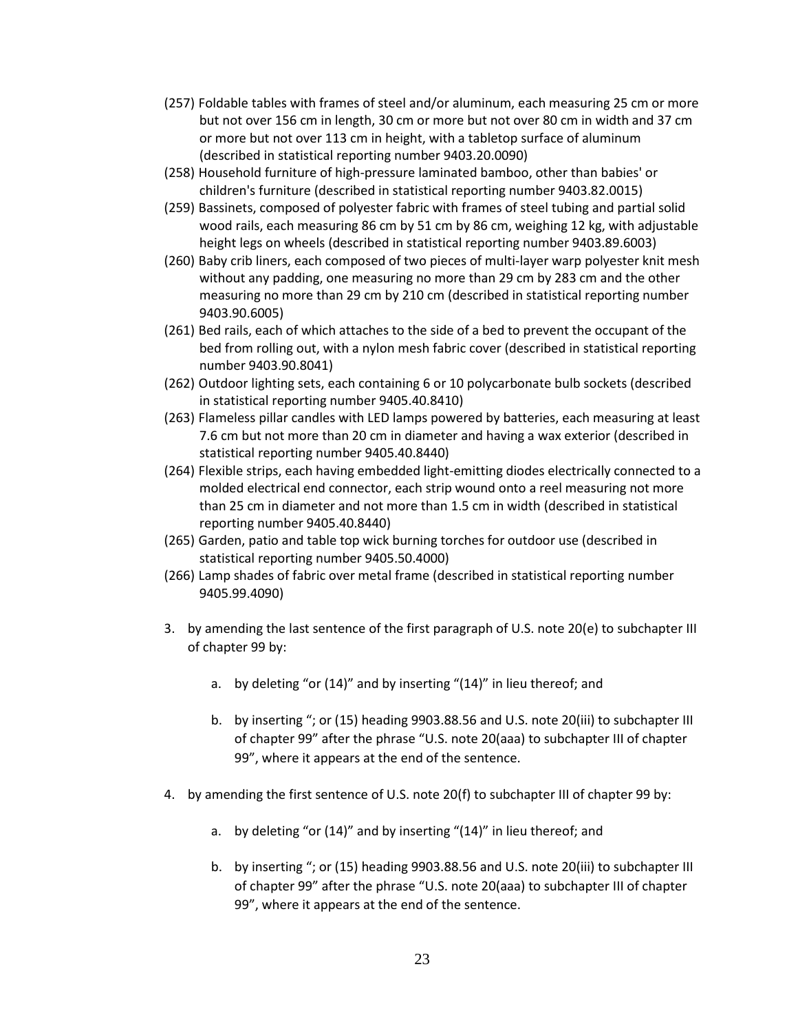(257) Foldable tables with frames of steel and/or aluminum, each measuring 25 cm or more but not over 156 cm in length, 30 cm or more but not over 80 cm in width and 37 cm or more but not over 113 cm in height, with a tabletop surface of aluminum (described in statistical reporting number 9403.20.0090)

(258) Household furniture of high-pressure laminated bamboo, other than babies' or children's furniture (described in statistical reporting number 9403.82.0015)

(259) Bassinets, composed of polyester fabric with frames of steel tubing and partial solid wood rails, each measuring 86 cm by 51 cm by 86 cm, weighing 12 kg, with adjustable height legs on wheels (described in statistical reporting number 9403.89.6003)

(260) Baby crib liners, each composed of two pieces of multi-layer warp polyester knit mesh without any padding, one measuring no more than 29 cm by 283 cm and the other measuring no more than 29 cm by 210 cm (described in statistical reporting number 9403.90.6005)

(261) Bed rails, each of which attaches to the side of a bed to prevent the occupant of the bed from rolling out, with a nylon mesh fabric cover (described in statistical reporting number 9403.90.8041)

(262) Outdoor lighting sets, each containing 6 or 10 polycarbonate bulb sockets (described in statistical reporting number 9405.40.8410)

(263) Flameless pillar candles with LED lamps powered by batteries, each measuring at least 7.6 cm but not more than 20 cm in diameter and having a wax exterior (described in statistical reporting number 9405.40.8440)

(264) Flexible strips, each having embedded light-emitting diodes electrically connected to a molded electrical end connector, each strip wound onto a reel measuring not more than 25 cm in diameter and not more than 1.5 cm in width (described in statistical reporting number 9405.40.8440)

(265) Garden, patio and table top wick burning torches for outdoor use (described in statistical reporting number 9405.50.4000)

(266) Lamp shades of fabric over metal frame (described in statistical reporting number 9405.99.4090)

3. by amending the last sentence of the first paragraph of U.S. note 20(e) to subchapter III of chapter 99 by:

   a. by deleting "or (14)" and by inserting "(14)" in lieu thereof; and

   b. by inserting "; or (15) heading 9903.88.56 and U.S. note 20(iii) to subchapter III of chapter 99" after the phrase "U.S. note 20(aaa) to subchapter III of chapter 99", where it appears at the end of the sentence.

4. by amending the first sentence of U.S. note 20(f) to subchapter III of chapter 99 by:

   a. by deleting "or (14)" and by inserting "(14)" in lieu thereof; and

   b. by inserting "; or (15) heading 9903.88.56 and U.S. note 20(iii) to subchapter III of chapter 99" after the phrase "U.S. note 20(aaa) to subchapter III of chapter 99", where it appears at the end of the sentence.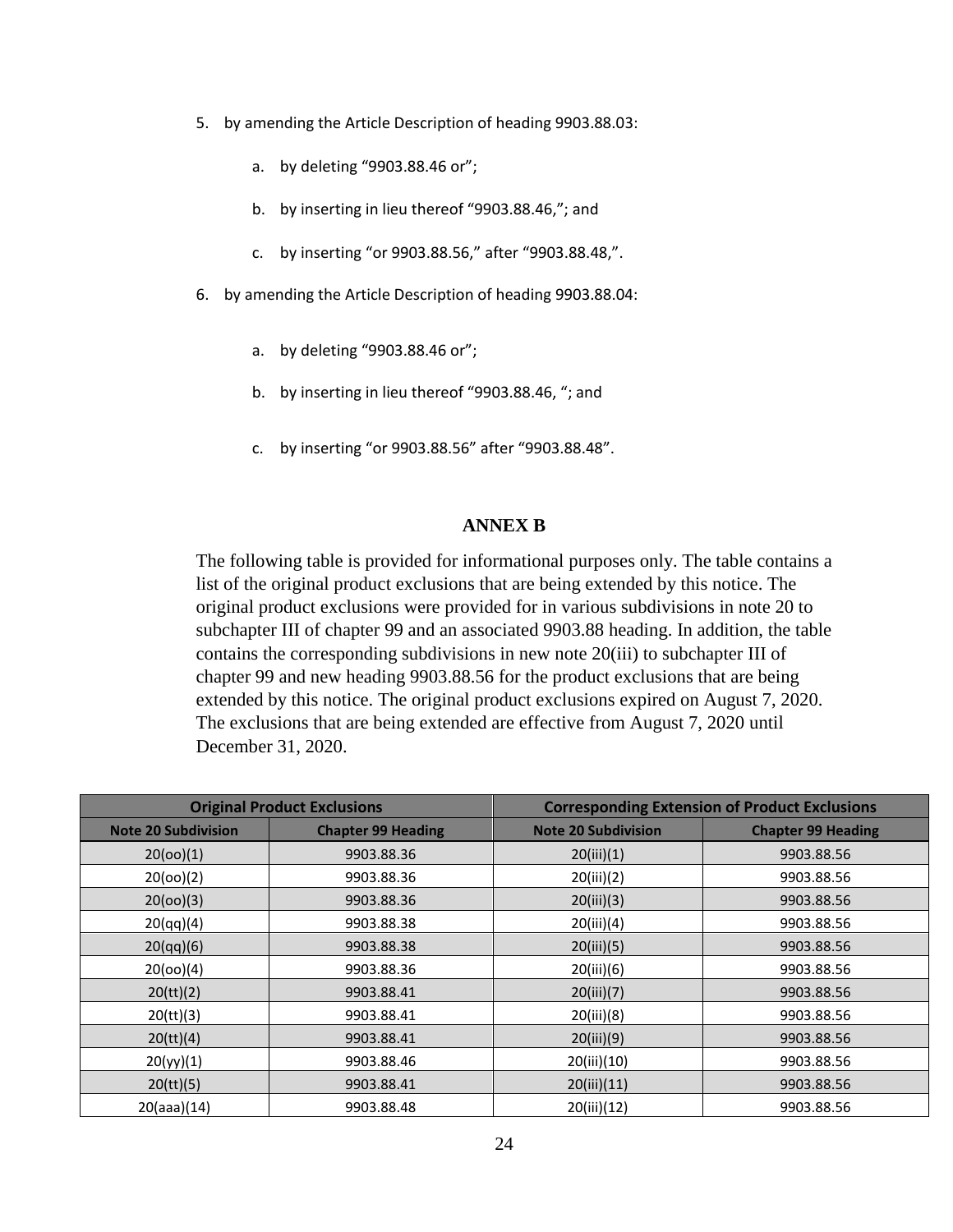5. by amending the Article Description of heading 9903.88.03:

    a. by deleting "9903.88.46 or";

    b. by inserting in lieu thereof "9903.88.46,"; and

    c. by inserting "or 9903.88.56," after "9903.88.48,".

6. by amending the Article Description of heading 9903.88.04:

    a. by deleting "9903.88.46 or";

    b. by inserting in lieu thereof "9903.88.46, "; and

    c. by inserting "or 9903.88.56" after "9903.88.48".

## ANNEX B

The following table is provided for informational purposes only. The table contains a list of the original product exclusions that are being extended by this notice. The original product exclusions were provided for in various subdivisions in note 20 to subchapter III of chapter 99 and an associated 9903.88 heading. In addition, the table contains the corresponding subdivisions in new note 20(iii) to subchapter III of chapter 99 and new heading 9903.88.56 for the product exclusions that are being extended by this notice. The original product exclusions expired on August 7, 2020. The exclusions that are being extended are effective from August 7, 2020 until December 31, 2020.

| Original Product Exclusions | | Corresponding Extension of Product Exclusions | |
|---|---|---|---|
| **Note 20 Subdivision** | **Chapter 99 Heading** | **Note 20 Subdivision** | **Chapter 99 Heading** |
| 20(oo)(1) | 9903.88.36 | 20(iii)(1) | 9903.88.56 |
| 20(oo)(2) | 9903.88.36 | 20(iii)(2) | 9903.88.56 |
| 20(oo)(3) | 9903.88.36 | 20(iii)(3) | 9903.88.56 |
| 20(qq)(4) | 9903.88.38 | 20(iii)(4) | 9903.88.56 |
| 20(qq)(6) | 9903.88.38 | 20(iii)(5) | 9903.88.56 |
| 20(oo)(4) | 9903.88.36 | 20(iii)(6) | 9903.88.56 |
| 20(tt)(2) | 9903.88.41 | 20(iii)(7) | 9903.88.56 |
| 20(tt)(3) | 9903.88.41 | 20(iii)(8) | 9903.88.56 |
| 20(tt)(4) | 9903.88.41 | 20(iii)(9) | 9903.88.56 |
| 20(yy)(1) | 9903.88.46 | 20(iii)(10) | 9903.88.56 |
| 20(tt)(5) | 9903.88.41 | 20(iii)(11) | 9903.88.56 |
| 20(aaa)(14) | 9903.88.48 | 20(iii)(12) | 9903.88.56 |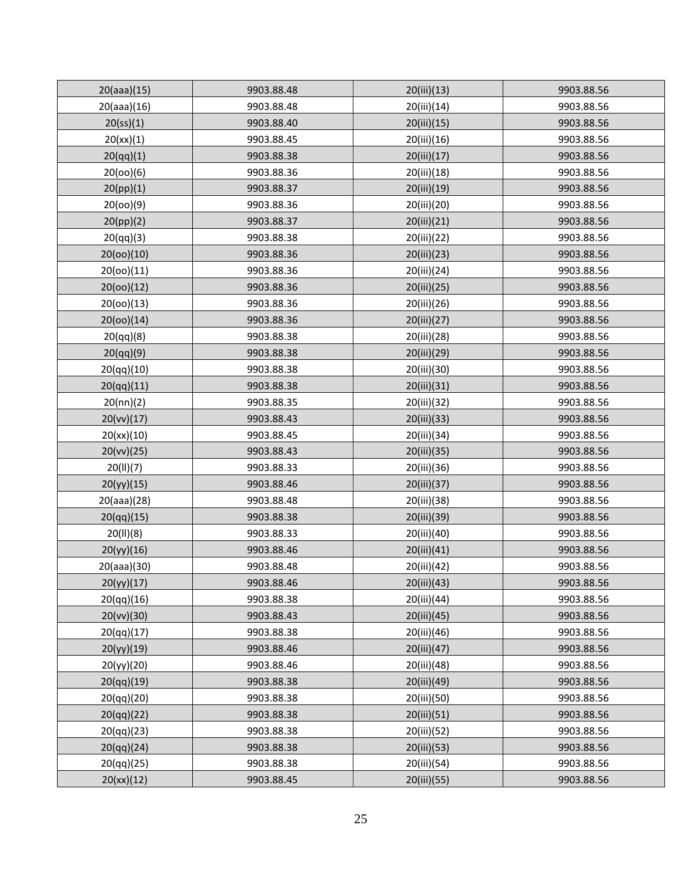| 20(aaa)(15) | 9903.88.48 | 20(iii)(13) | 9903.88.56 |
|---|---|---|---|
| 20(aaa)(16) | 9903.88.48 | 20(iii)(14) | 9903.88.56 |
| 20(ss)(1) | 9903.88.40 | 20(iii)(15) | 9903.88.56 |
| 20(xx)(1) | 9903.88.45 | 20(iii)(16) | 9903.88.56 |
| 20(qq)(1) | 9903.88.38 | 20(iii)(17) | 9903.88.56 |
| 20(oo)(6) | 9903.88.36 | 20(iii)(18) | 9903.88.56 |
| 20(pp)(1) | 9903.88.37 | 20(iii)(19) | 9903.88.56 |
| 20(oo)(9) | 9903.88.36 | 20(iii)(20) | 9903.88.56 |
| 20(pp)(2) | 9903.88.37 | 20(iii)(21) | 9903.88.56 |
| 20(qq)(3) | 9903.88.38 | 20(iii)(22) | 9903.88.56 |
| 20(oo)(10) | 9903.88.36 | 20(iii)(23) | 9903.88.56 |
| 20(oo)(11) | 9903.88.36 | 20(iii)(24) | 9903.88.56 |
| 20(oo)(12) | 9903.88.36 | 20(iii)(25) | 9903.88.56 |
| 20(oo)(13) | 9903.88.36 | 20(iii)(26) | 9903.88.56 |
| 20(oo)(14) | 9903.88.36 | 20(iii)(27) | 9903.88.56 |
| 20(qq)(8) | 9903.88.38 | 20(iii)(28) | 9903.88.56 |
| 20(qq)(9) | 9903.88.38 | 20(iii)(29) | 9903.88.56 |
| 20(qq)(10) | 9903.88.38 | 20(iii)(30) | 9903.88.56 |
| 20(qq)(11) | 9903.88.38 | 20(iii)(31) | 9903.88.56 |
| 20(nn)(2) | 9903.88.35 | 20(iii)(32) | 9903.88.56 |
| 20(vv)(17) | 9903.88.43 | 20(iii)(33) | 9903.88.56 |
| 20(xx)(10) | 9903.88.45 | 20(iii)(34) | 9903.88.56 |
| 20(vv)(25) | 9903.88.43 | 20(iii)(35) | 9903.88.56 |
| 20(ll)(7) | 9903.88.33 | 20(iii)(36) | 9903.88.56 |
| 20(yy)(15) | 9903.88.46 | 20(iii)(37) | 9903.88.56 |
| 20(aaa)(28) | 9903.88.48 | 20(iii)(38) | 9903.88.56 |
| 20(qq)(15) | 9903.88.38 | 20(iii)(39) | 9903.88.56 |
| 20(ll)(8) | 9903.88.33 | 20(iii)(40) | 9903.88.56 |
| 20(yy)(16) | 9903.88.46 | 20(iii)(41) | 9903.88.56 |
| 20(aaa)(30) | 9903.88.48 | 20(iii)(42) | 9903.88.56 |
| 20(yy)(17) | 9903.88.46 | 20(iii)(43) | 9903.88.56 |
| 20(qq)(16) | 9903.88.38 | 20(iii)(44) | 9903.88.56 |
| 20(vv)(30) | 9903.88.43 | 20(iii)(45) | 9903.88.56 |
| 20(qq)(17) | 9903.88.38 | 20(iii)(46) | 9903.88.56 |
| 20(yy)(19) | 9903.88.46 | 20(iii)(47) | 9903.88.56 |
| 20(yy)(20) | 9903.88.46 | 20(iii)(48) | 9903.88.56 |
| 20(qq)(19) | 9903.88.38 | 20(iii)(49) | 9903.88.56 |
| 20(qq)(20) | 9903.88.38 | 20(iii)(50) | 9903.88.56 |
| 20(qq)(22) | 9903.88.38 | 20(iii)(51) | 9903.88.56 |
| 20(qq)(23) | 9903.88.38 | 20(iii)(52) | 9903.88.56 |
| 20(qq)(24) | 9903.88.38 | 20(iii)(53) | 9903.88.56 |
| 20(qq)(25) | 9903.88.38 | 20(iii)(54) | 9903.88.56 |
| 20(xx)(12) | 9903.88.45 | 20(iii)(55) | 9903.88.56 |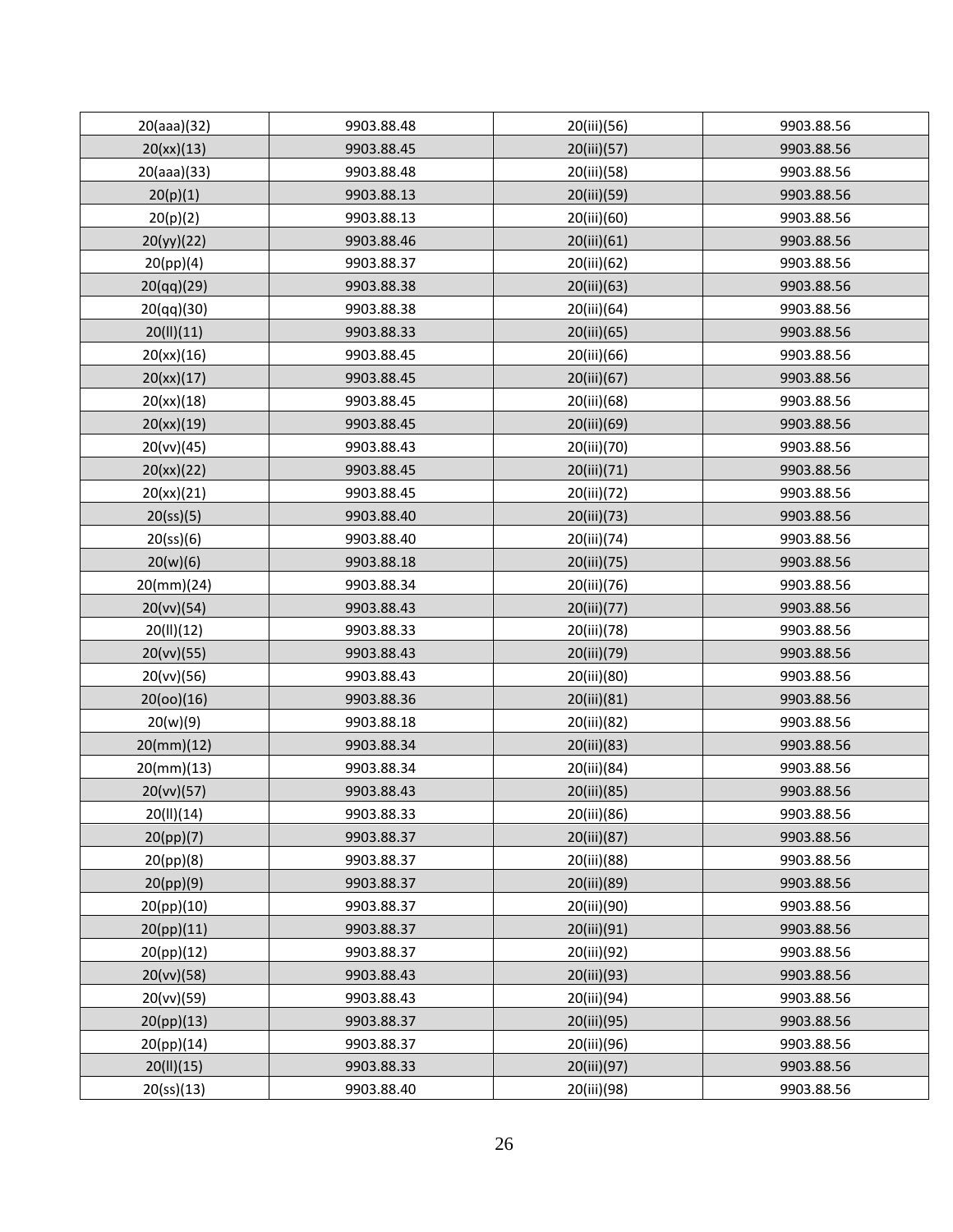| 20(aaa)(32) | 9903.88.48 | 20(iii)(56) | 9903.88.56 |
|---|---|---|---|
| 20(xx)(13) | 9903.88.45 | 20(iii)(57) | 9903.88.56 |
| 20(aaa)(33) | 9903.88.48 | 20(iii)(58) | 9903.88.56 |
| 20(p)(1) | 9903.88.13 | 20(iii)(59) | 9903.88.56 |
| 20(p)(2) | 9903.88.13 | 20(iii)(60) | 9903.88.56 |
| 20(yy)(22) | 9903.88.46 | 20(iii)(61) | 9903.88.56 |
| 20(pp)(4) | 9903.88.37 | 20(iii)(62) | 9903.88.56 |
| 20(qq)(29) | 9903.88.38 | 20(iii)(63) | 9903.88.56 |
| 20(qq)(30) | 9903.88.38 | 20(iii)(64) | 9903.88.56 |
| 20(ll)(11) | 9903.88.33 | 20(iii)(65) | 9903.88.56 |
| 20(xx)(16) | 9903.88.45 | 20(iii)(66) | 9903.88.56 |
| 20(xx)(17) | 9903.88.45 | 20(iii)(67) | 9903.88.56 |
| 20(xx)(18) | 9903.88.45 | 20(iii)(68) | 9903.88.56 |
| 20(xx)(19) | 9903.88.45 | 20(iii)(69) | 9903.88.56 |
| 20(vv)(45) | 9903.88.43 | 20(iii)(70) | 9903.88.56 |
| 20(xx)(22) | 9903.88.45 | 20(iii)(71) | 9903.88.56 |
| 20(xx)(21) | 9903.88.45 | 20(iii)(72) | 9903.88.56 |
| 20(ss)(5) | 9903.88.40 | 20(iii)(73) | 9903.88.56 |
| 20(ss)(6) | 9903.88.40 | 20(iii)(74) | 9903.88.56 |
| 20(w)(6) | 9903.88.18 | 20(iii)(75) | 9903.88.56 |
| 20(mm)(24) | 9903.88.34 | 20(iii)(76) | 9903.88.56 |
| 20(vv)(54) | 9903.88.43 | 20(iii)(77) | 9903.88.56 |
| 20(ll)(12) | 9903.88.33 | 20(iii)(78) | 9903.88.56 |
| 20(vv)(55) | 9903.88.43 | 20(iii)(79) | 9903.88.56 |
| 20(vv)(56) | 9903.88.43 | 20(iii)(80) | 9903.88.56 |
| 20(oo)(16) | 9903.88.36 | 20(iii)(81) | 9903.88.56 |
| 20(w)(9) | 9903.88.18 | 20(iii)(82) | 9903.88.56 |
| 20(mm)(12) | 9903.88.34 | 20(iii)(83) | 9903.88.56 |
| 20(mm)(13) | 9903.88.34 | 20(iii)(84) | 9903.88.56 |
| 20(vv)(57) | 9903.88.43 | 20(iii)(85) | 9903.88.56 |
| 20(ll)(14) | 9903.88.33 | 20(iii)(86) | 9903.88.56 |
| 20(pp)(7) | 9903.88.37 | 20(iii)(87) | 9903.88.56 |
| 20(pp)(8) | 9903.88.37 | 20(iii)(88) | 9903.88.56 |
| 20(pp)(9) | 9903.88.37 | 20(iii)(89) | 9903.88.56 |
| 20(pp)(10) | 9903.88.37 | 20(iii)(90) | 9903.88.56 |
| 20(pp)(11) | 9903.88.37 | 20(iii)(91) | 9903.88.56 |
| 20(pp)(12) | 9903.88.37 | 20(iii)(92) | 9903.88.56 |
| 20(vv)(58) | 9903.88.43 | 20(iii)(93) | 9903.88.56 |
| 20(vv)(59) | 9903.88.43 | 20(iii)(94) | 9903.88.56 |
| 20(pp)(13) | 9903.88.37 | 20(iii)(95) | 9903.88.56 |
| 20(pp)(14) | 9903.88.37 | 20(iii)(96) | 9903.88.56 |
| 20(ll)(15) | 9903.88.33 | 20(iii)(97) | 9903.88.56 |
| 20(ss)(13) | 9903.88.40 | 20(iii)(98) | 9903.88.56 |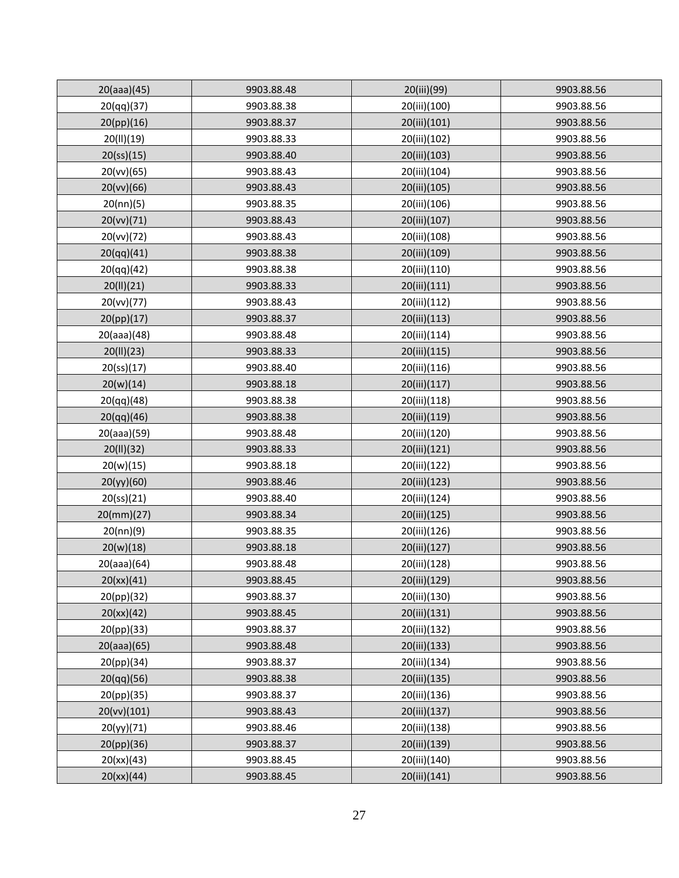| 20(aaa)(45) | 9903.88.48 | 20(iii)(99) | 9903.88.56 |
|---|---|---|---|
| 20(qq)(37) | 9903.88.38 | 20(iii)(100) | 9903.88.56 |
| 20(pp)(16) | 9903.88.37 | 20(iii)(101) | 9903.88.56 |
| 20(ll)(19) | 9903.88.33 | 20(iii)(102) | 9903.88.56 |
| 20(ss)(15) | 9903.88.40 | 20(iii)(103) | 9903.88.56 |
| 20(vv)(65) | 9903.88.43 | 20(iii)(104) | 9903.88.56 |
| 20(vv)(66) | 9903.88.43 | 20(iii)(105) | 9903.88.56 |
| 20(nn)(5) | 9903.88.35 | 20(iii)(106) | 9903.88.56 |
| 20(vv)(71) | 9903.88.43 | 20(iii)(107) | 9903.88.56 |
| 20(vv)(72) | 9903.88.43 | 20(iii)(108) | 9903.88.56 |
| 20(qq)(41) | 9903.88.38 | 20(iii)(109) | 9903.88.56 |
| 20(qq)(42) | 9903.88.38 | 20(iii)(110) | 9903.88.56 |
| 20(ll)(21) | 9903.88.33 | 20(iii)(111) | 9903.88.56 |
| 20(vv)(77) | 9903.88.43 | 20(iii)(112) | 9903.88.56 |
| 20(pp)(17) | 9903.88.37 | 20(iii)(113) | 9903.88.56 |
| 20(aaa)(48) | 9903.88.48 | 20(iii)(114) | 9903.88.56 |
| 20(ll)(23) | 9903.88.33 | 20(iii)(115) | 9903.88.56 |
| 20(ss)(17) | 9903.88.40 | 20(iii)(116) | 9903.88.56 |
| 20(w)(14) | 9903.88.18 | 20(iii)(117) | 9903.88.56 |
| 20(qq)(48) | 9903.88.38 | 20(iii)(118) | 9903.88.56 |
| 20(qq)(46) | 9903.88.38 | 20(iii)(119) | 9903.88.56 |
| 20(aaa)(59) | 9903.88.48 | 20(iii)(120) | 9903.88.56 |
| 20(ll)(32) | 9903.88.33 | 20(iii)(121) | 9903.88.56 |
| 20(w)(15) | 9903.88.18 | 20(iii)(122) | 9903.88.56 |
| 20(yy)(60) | 9903.88.46 | 20(iii)(123) | 9903.88.56 |
| 20(ss)(21) | 9903.88.40 | 20(iii)(124) | 9903.88.56 |
| 20(mm)(27) | 9903.88.34 | 20(iii)(125) | 9903.88.56 |
| 20(nn)(9) | 9903.88.35 | 20(iii)(126) | 9903.88.56 |
| 20(w)(18) | 9903.88.18 | 20(iii)(127) | 9903.88.56 |
| 20(aaa)(64) | 9903.88.48 | 20(iii)(128) | 9903.88.56 |
| 20(xx)(41) | 9903.88.45 | 20(iii)(129) | 9903.88.56 |
| 20(pp)(32) | 9903.88.37 | 20(iii)(130) | 9903.88.56 |
| 20(xx)(42) | 9903.88.45 | 20(iii)(131) | 9903.88.56 |
| 20(pp)(33) | 9903.88.37 | 20(iii)(132) | 9903.88.56 |
| 20(aaa)(65) | 9903.88.48 | 20(iii)(133) | 9903.88.56 |
| 20(pp)(34) | 9903.88.37 | 20(iii)(134) | 9903.88.56 |
| 20(qq)(56) | 9903.88.38 | 20(iii)(135) | 9903.88.56 |
| 20(pp)(35) | 9903.88.37 | 20(iii)(136) | 9903.88.56 |
| 20(vv)(101) | 9903.88.43 | 20(iii)(137) | 9903.88.56 |
| 20(yy)(71) | 9903.88.46 | 20(iii)(138) | 9903.88.56 |
| 20(pp)(36) | 9903.88.37 | 20(iii)(139) | 9903.88.56 |
| 20(xx)(43) | 9903.88.45 | 20(iii)(140) | 9903.88.56 |
| 20(xx)(44) | 9903.88.45 | 20(iii)(141) | 9903.88.56 |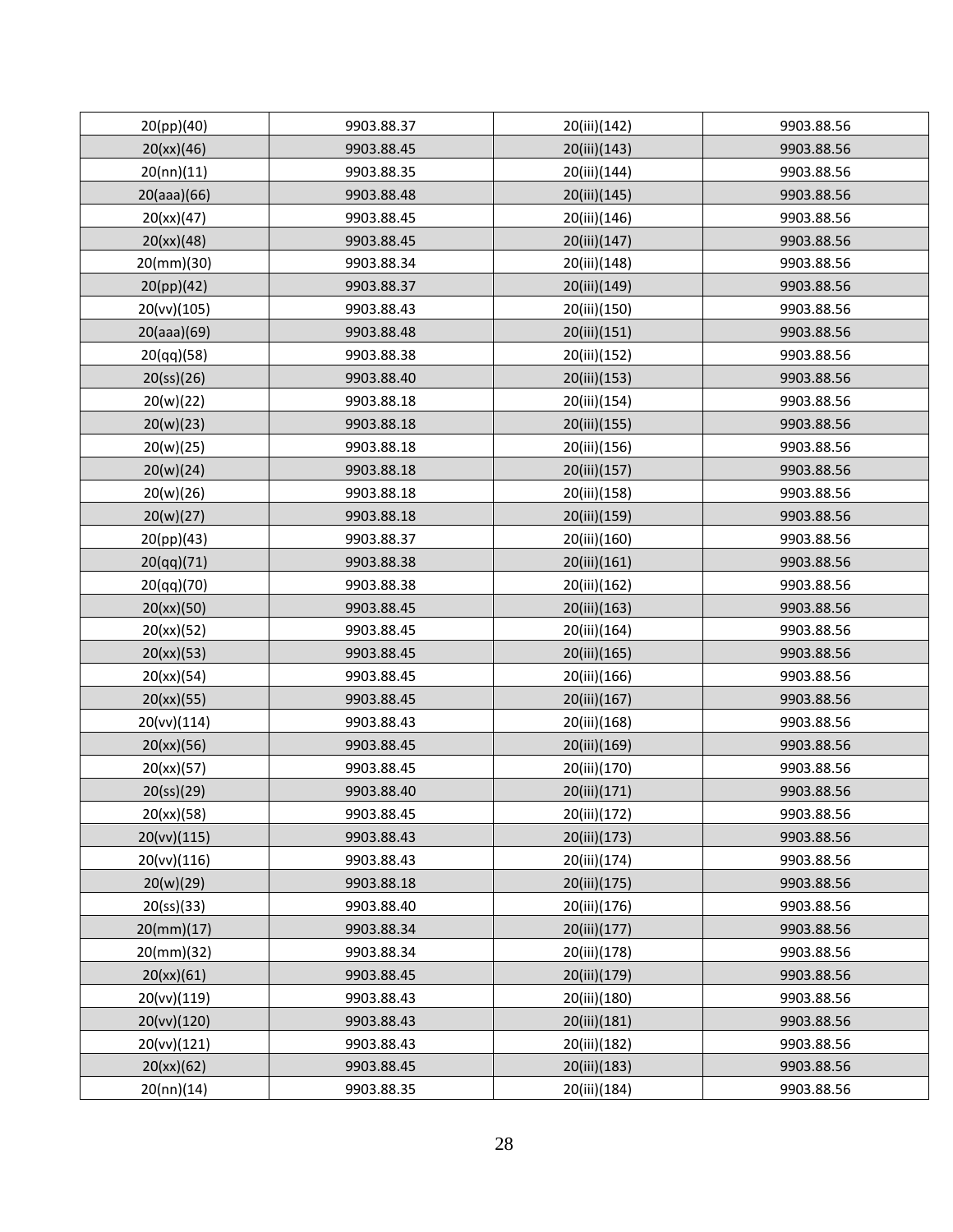| 20(pp)(40) | 9903.88.37 | 20(iii)(142) | 9903.88.56 |
|---|---|---|---|
| 20(xx)(46) | 9903.88.45 | 20(iii)(143) | 9903.88.56 |
| 20(nn)(11) | 9903.88.35 | 20(iii)(144) | 9903.88.56 |
| 20(aaa)(66) | 9903.88.48 | 20(iii)(145) | 9903.88.56 |
| 20(xx)(47) | 9903.88.45 | 20(iii)(146) | 9903.88.56 |
| 20(xx)(48) | 9903.88.45 | 20(iii)(147) | 9903.88.56 |
| 20(mm)(30) | 9903.88.34 | 20(iii)(148) | 9903.88.56 |
| 20(pp)(42) | 9903.88.37 | 20(iii)(149) | 9903.88.56 |
| 20(vv)(105) | 9903.88.43 | 20(iii)(150) | 9903.88.56 |
| 20(aaa)(69) | 9903.88.48 | 20(iii)(151) | 9903.88.56 |
| 20(qq)(58) | 9903.88.38 | 20(iii)(152) | 9903.88.56 |
| 20(ss)(26) | 9903.88.40 | 20(iii)(153) | 9903.88.56 |
| 20(w)(22) | 9903.88.18 | 20(iii)(154) | 9903.88.56 |
| 20(w)(23) | 9903.88.18 | 20(iii)(155) | 9903.88.56 |
| 20(w)(25) | 9903.88.18 | 20(iii)(156) | 9903.88.56 |
| 20(w)(24) | 9903.88.18 | 20(iii)(157) | 9903.88.56 |
| 20(w)(26) | 9903.88.18 | 20(iii)(158) | 9903.88.56 |
| 20(w)(27) | 9903.88.18 | 20(iii)(159) | 9903.88.56 |
| 20(pp)(43) | 9903.88.37 | 20(iii)(160) | 9903.88.56 |
| 20(qq)(71) | 9903.88.38 | 20(iii)(161) | 9903.88.56 |
| 20(qq)(70) | 9903.88.38 | 20(iii)(162) | 9903.88.56 |
| 20(xx)(50) | 9903.88.45 | 20(iii)(163) | 9903.88.56 |
| 20(xx)(52) | 9903.88.45 | 20(iii)(164) | 9903.88.56 |
| 20(xx)(53) | 9903.88.45 | 20(iii)(165) | 9903.88.56 |
| 20(xx)(54) | 9903.88.45 | 20(iii)(166) | 9903.88.56 |
| 20(xx)(55) | 9903.88.45 | 20(iii)(167) | 9903.88.56 |
| 20(vv)(114) | 9903.88.43 | 20(iii)(168) | 9903.88.56 |
| 20(xx)(56) | 9903.88.45 | 20(iii)(169) | 9903.88.56 |
| 20(xx)(57) | 9903.88.45 | 20(iii)(170) | 9903.88.56 |
| 20(ss)(29) | 9903.88.40 | 20(iii)(171) | 9903.88.56 |
| 20(xx)(58) | 9903.88.45 | 20(iii)(172) | 9903.88.56 |
| 20(vv)(115) | 9903.88.43 | 20(iii)(173) | 9903.88.56 |
| 20(vv)(116) | 9903.88.43 | 20(iii)(174) | 9903.88.56 |
| 20(w)(29) | 9903.88.18 | 20(iii)(175) | 9903.88.56 |
| 20(ss)(33) | 9903.88.40 | 20(iii)(176) | 9903.88.56 |
| 20(mm)(17) | 9903.88.34 | 20(iii)(177) | 9903.88.56 |
| 20(mm)(32) | 9903.88.34 | 20(iii)(178) | 9903.88.56 |
| 20(xx)(61) | 9903.88.45 | 20(iii)(179) | 9903.88.56 |
| 20(vv)(119) | 9903.88.43 | 20(iii)(180) | 9903.88.56 |
| 20(vv)(120) | 9903.88.43 | 20(iii)(181) | 9903.88.56 |
| 20(vv)(121) | 9903.88.43 | 20(iii)(182) | 9903.88.56 |
| 20(xx)(62) | 9903.88.45 | 20(iii)(183) | 9903.88.56 |
| 20(nn)(14) | 9903.88.35 | 20(iii)(184) | 9903.88.56 |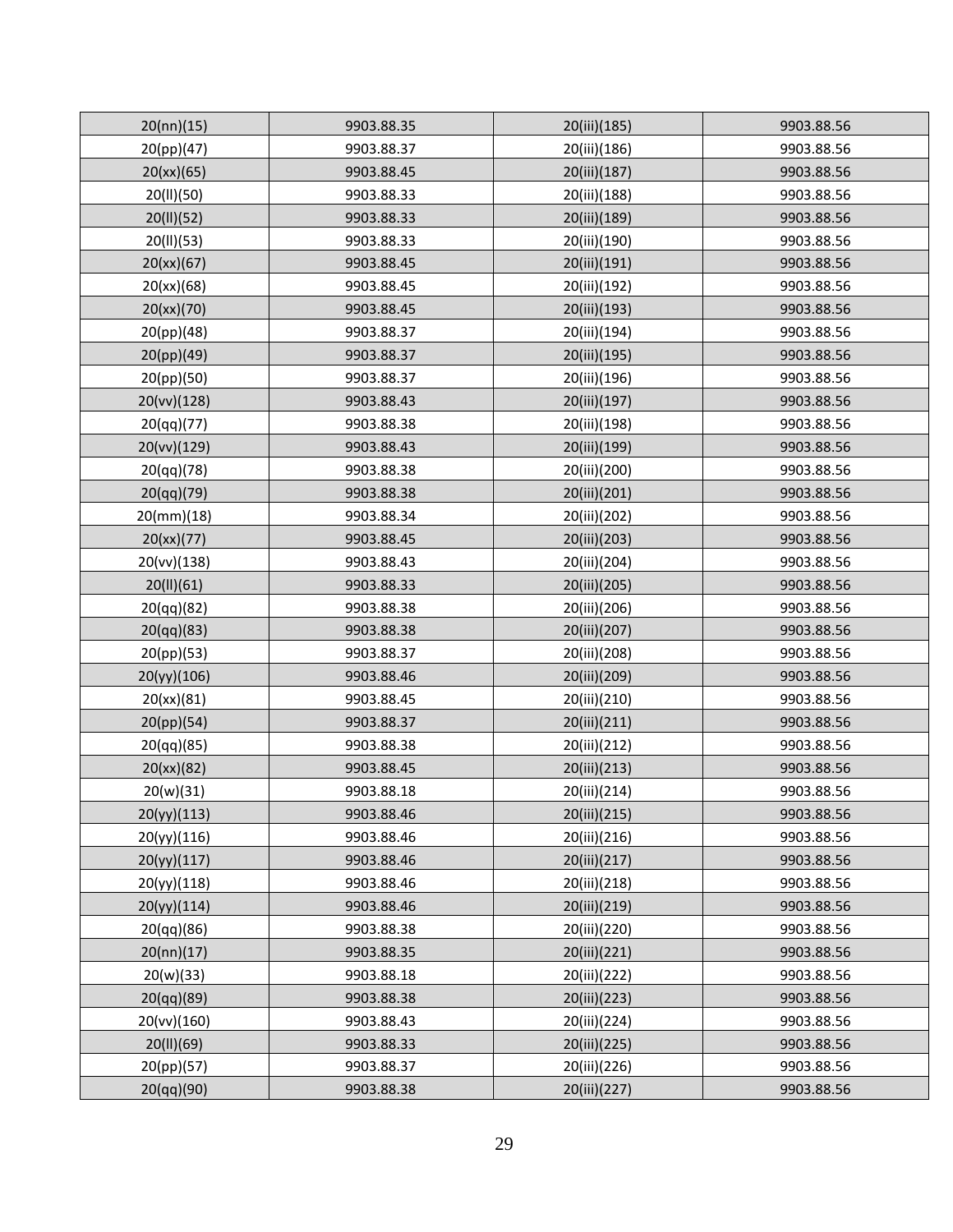| 20(nn)(15) | 9903.88.35 | 20(iii)(185) | 9903.88.56 |
|---|---|---|---|
| 20(pp)(47) | 9903.88.37 | 20(iii)(186) | 9903.88.56 |
| 20(xx)(65) | 9903.88.45 | 20(iii)(187) | 9903.88.56 |
| 20(ll)(50) | 9903.88.33 | 20(iii)(188) | 9903.88.56 |
| 20(ll)(52) | 9903.88.33 | 20(iii)(189) | 9903.88.56 |
| 20(ll)(53) | 9903.88.33 | 20(iii)(190) | 9903.88.56 |
| 20(xx)(67) | 9903.88.45 | 20(iii)(191) | 9903.88.56 |
| 20(xx)(68) | 9903.88.45 | 20(iii)(192) | 9903.88.56 |
| 20(xx)(70) | 9903.88.45 | 20(iii)(193) | 9903.88.56 |
| 20(pp)(48) | 9903.88.37 | 20(iii)(194) | 9903.88.56 |
| 20(pp)(49) | 9903.88.37 | 20(iii)(195) | 9903.88.56 |
| 20(pp)(50) | 9903.88.37 | 20(iii)(196) | 9903.88.56 |
| 20(vv)(128) | 9903.88.43 | 20(iii)(197) | 9903.88.56 |
| 20(qq)(77) | 9903.88.38 | 20(iii)(198) | 9903.88.56 |
| 20(vv)(129) | 9903.88.43 | 20(iii)(199) | 9903.88.56 |
| 20(qq)(78) | 9903.88.38 | 20(iii)(200) | 9903.88.56 |
| 20(qq)(79) | 9903.88.38 | 20(iii)(201) | 9903.88.56 |
| 20(mm)(18) | 9903.88.34 | 20(iii)(202) | 9903.88.56 |
| 20(xx)(77) | 9903.88.45 | 20(iii)(203) | 9903.88.56 |
| 20(vv)(138) | 9903.88.43 | 20(iii)(204) | 9903.88.56 |
| 20(ll)(61) | 9903.88.33 | 20(iii)(205) | 9903.88.56 |
| 20(qq)(82) | 9903.88.38 | 20(iii)(206) | 9903.88.56 |
| 20(qq)(83) | 9903.88.38 | 20(iii)(207) | 9903.88.56 |
| 20(pp)(53) | 9903.88.37 | 20(iii)(208) | 9903.88.56 |
| 20(yy)(106) | 9903.88.46 | 20(iii)(209) | 9903.88.56 |
| 20(xx)(81) | 9903.88.45 | 20(iii)(210) | 9903.88.56 |
| 20(pp)(54) | 9903.88.37 | 20(iii)(211) | 9903.88.56 |
| 20(qq)(85) | 9903.88.38 | 20(iii)(212) | 9903.88.56 |
| 20(xx)(82) | 9903.88.45 | 20(iii)(213) | 9903.88.56 |
| 20(w)(31) | 9903.88.18 | 20(iii)(214) | 9903.88.56 |
| 20(yy)(113) | 9903.88.46 | 20(iii)(215) | 9903.88.56 |
| 20(yy)(116) | 9903.88.46 | 20(iii)(216) | 9903.88.56 |
| 20(yy)(117) | 9903.88.46 | 20(iii)(217) | 9903.88.56 |
| 20(yy)(118) | 9903.88.46 | 20(iii)(218) | 9903.88.56 |
| 20(yy)(114) | 9903.88.46 | 20(iii)(219) | 9903.88.56 |
| 20(qq)(86) | 9903.88.38 | 20(iii)(220) | 9903.88.56 |
| 20(nn)(17) | 9903.88.35 | 20(iii)(221) | 9903.88.56 |
| 20(w)(33) | 9903.88.18 | 20(iii)(222) | 9903.88.56 |
| 20(qq)(89) | 9903.88.38 | 20(iii)(223) | 9903.88.56 |
| 20(vv)(160) | 9903.88.43 | 20(iii)(224) | 9903.88.56 |
| 20(ll)(69) | 9903.88.33 | 20(iii)(225) | 9903.88.56 |
| 20(pp)(57) | 9903.88.37 | 20(iii)(226) | 9903.88.56 |
| 20(qq)(90) | 9903.88.38 | 20(iii)(227) | 9903.88.56 |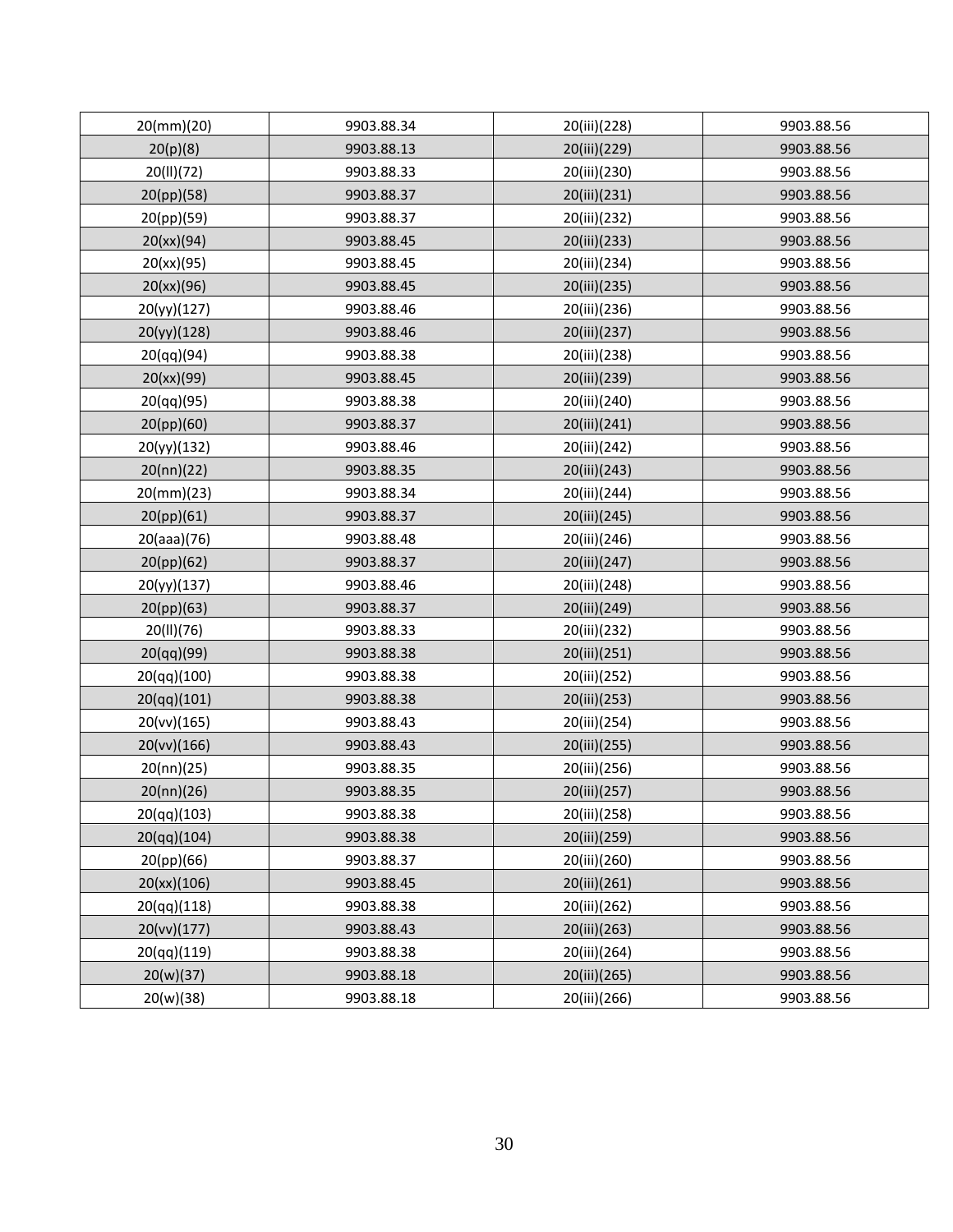| | | | |
|---|---|---|---|
| 20(mm)(20) | 9903.88.34 | 20(iii)(228) | 9903.88.56 |
| 20(p)(8) | 9903.88.13 | 20(iii)(229) | 9903.88.56 |
| 20(ll)(72) | 9903.88.33 | 20(iii)(230) | 9903.88.56 |
| 20(pp)(58) | 9903.88.37 | 20(iii)(231) | 9903.88.56 |
| 20(pp)(59) | 9903.88.37 | 20(iii)(232) | 9903.88.56 |
| 20(xx)(94) | 9903.88.45 | 20(iii)(233) | 9903.88.56 |
| 20(xx)(95) | 9903.88.45 | 20(iii)(234) | 9903.88.56 |
| 20(xx)(96) | 9903.88.45 | 20(iii)(235) | 9903.88.56 |
| 20(yy)(127) | 9903.88.46 | 20(iii)(236) | 9903.88.56 |
| 20(yy)(128) | 9903.88.46 | 20(iii)(237) | 9903.88.56 |
| 20(qq)(94) | 9903.88.38 | 20(iii)(238) | 9903.88.56 |
| 20(xx)(99) | 9903.88.45 | 20(iii)(239) | 9903.88.56 |
| 20(qq)(95) | 9903.88.38 | 20(iii)(240) | 9903.88.56 |
| 20(pp)(60) | 9903.88.37 | 20(iii)(241) | 9903.88.56 |
| 20(yy)(132) | 9903.88.46 | 20(iii)(242) | 9903.88.56 |
| 20(nn)(22) | 9903.88.35 | 20(iii)(243) | 9903.88.56 |
| 20(mm)(23) | 9903.88.34 | 20(iii)(244) | 9903.88.56 |
| 20(pp)(61) | 9903.88.37 | 20(iii)(245) | 9903.88.56 |
| 20(aaa)(76) | 9903.88.48 | 20(iii)(246) | 9903.88.56 |
| 20(pp)(62) | 9903.88.37 | 20(iii)(247) | 9903.88.56 |
| 20(yy)(137) | 9903.88.46 | 20(iii)(248) | 9903.88.56 |
| 20(pp)(63) | 9903.88.37 | 20(iii)(249) | 9903.88.56 |
| 20(ll)(76) | 9903.88.33 | 20(iii)(232) | 9903.88.56 |
| 20(qq)(99) | 9903.88.38 | 20(iii)(251) | 9903.88.56 |
| 20(qq)(100) | 9903.88.38 | 20(iii)(252) | 9903.88.56 |
| 20(qq)(101) | 9903.88.38 | 20(iii)(253) | 9903.88.56 |
| 20(vv)(165) | 9903.88.43 | 20(iii)(254) | 9903.88.56 |
| 20(vv)(166) | 9903.88.43 | 20(iii)(255) | 9903.88.56 |
| 20(nn)(25) | 9903.88.35 | 20(iii)(256) | 9903.88.56 |
| 20(nn)(26) | 9903.88.35 | 20(iii)(257) | 9903.88.56 |
| 20(qq)(103) | 9903.88.38 | 20(iii)(258) | 9903.88.56 |
| 20(qq)(104) | 9903.88.38 | 20(iii)(259) | 9903.88.56 |
| 20(pp)(66) | 9903.88.37 | 20(iii)(260) | 9903.88.56 |
| 20(xx)(106) | 9903.88.45 | 20(iii)(261) | 9903.88.56 |
| 20(qq)(118) | 9903.88.38 | 20(iii)(262) | 9903.88.56 |
| 20(vv)(177) | 9903.88.43 | 20(iii)(263) | 9903.88.56 |
| 20(qq)(119) | 9903.88.38 | 20(iii)(264) | 9903.88.56 |
| 20(w)(37) | 9903.88.18 | 20(iii)(265) | 9903.88.56 |
| 20(w)(38) | 9903.88.18 | 20(iii)(266) | 9903.88.56 |